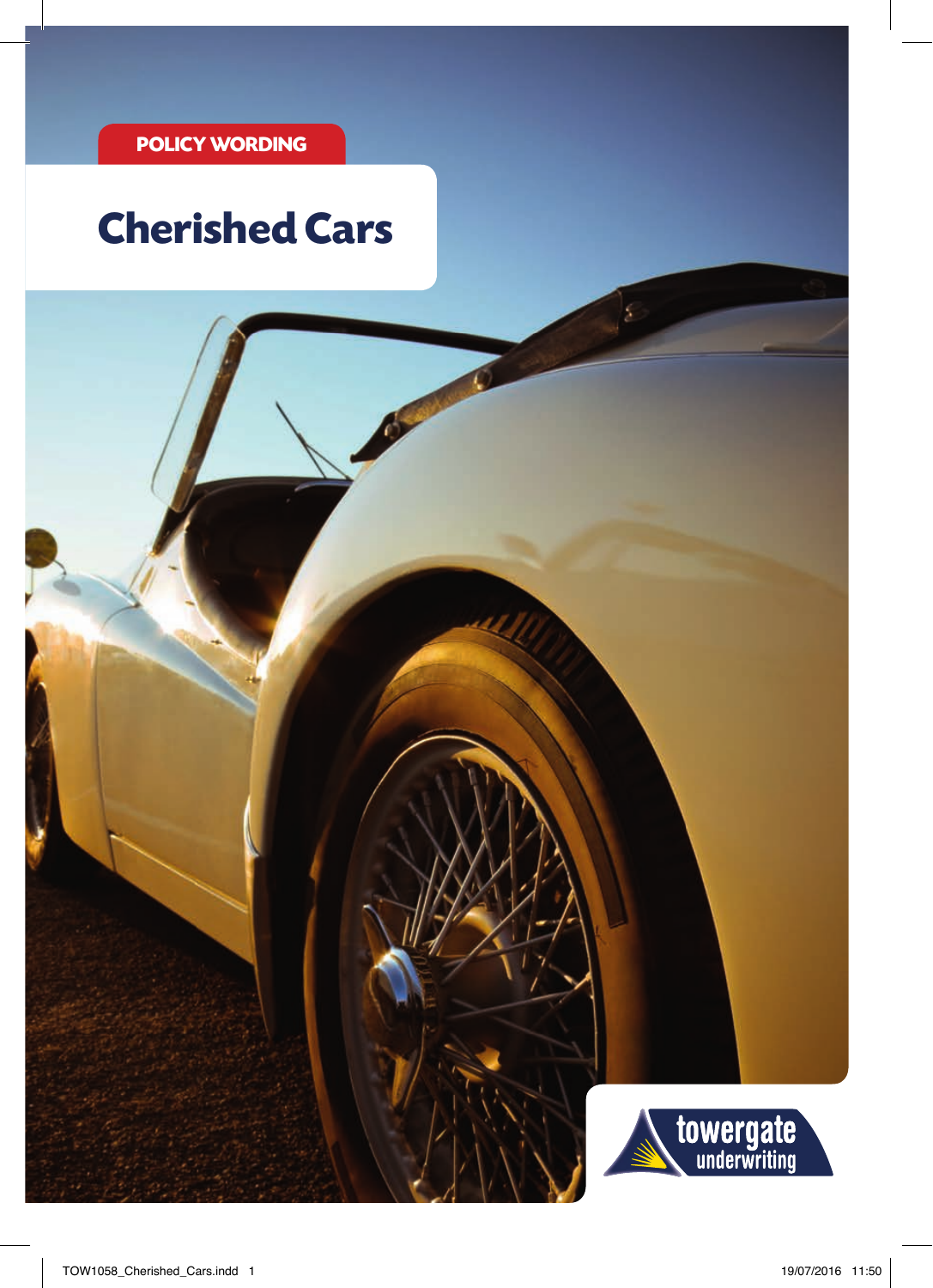POLICY WORDING

# Cherished Cars

towergate underwriting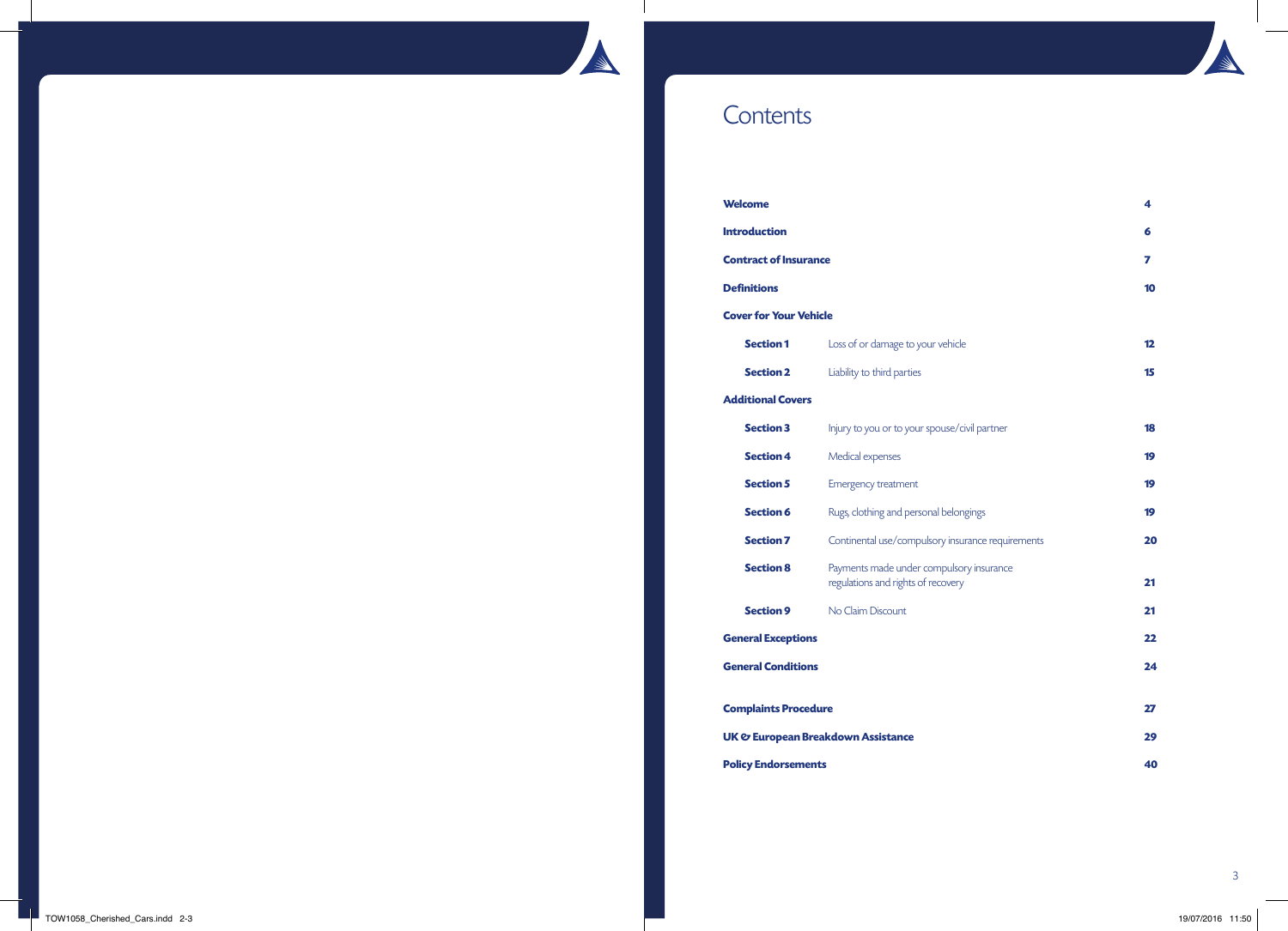# Contents

| | | |
|---|---|---|
| **Welcome** | | **4** |
| **Introduction** | | **6** |
| **Contract of Insurance** | | **7** |
| **Definitions** | | **10** |
| **Cover for Your Vehicle** | | |
| **Section 1** | Loss of or damage to your vehicle | **12** |
| **Section 2** | Liability to third parties | **15** |
| **Additional Covers** | | |
| **Section 3** | Injury to you or to your spouse/civil partner | **18** |
| **Section 4** | Medical expenses | **19** |
| **Section 5** | Emergency treatment | **19** |
| **Section 6** | Rugs, clothing and personal belongings | **19** |
| **Section 7** | Continental use/compulsory insurance requirements | **20** |
| **Section 8** | Payments made under compulsory insurance regulations and rights of recovery | **21** |
| **Section 9** | No Claim Discount | **21** |
| **General Exceptions** | | **22** |
| **General Conditions** | | **24** |
| **Complaints Procedure** | | **27** |
| **UK & European Breakdown Assistance** | | **29** |
| **Policy Endorsements** | | **40** |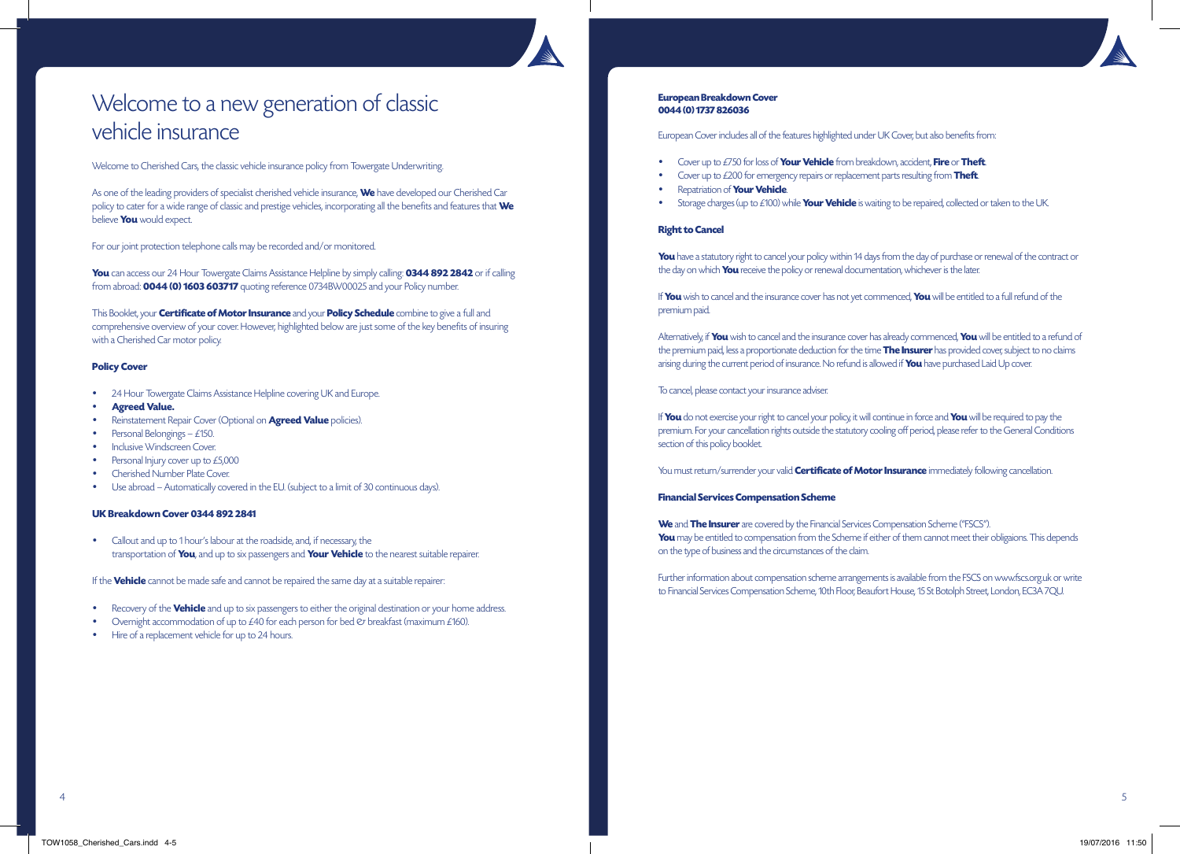# Welcome to a new generation of classic vehicle insurance

Welcome to Cherished Cars, the classic vehicle insurance policy from Towergate Underwriting.

As one of the leading providers of specialist cherished vehicle insurance, **We** have developed our Cherished Car policy to cater for a wide range of classic and prestige vehicles, incorporating all the benefits and features that **We** believe **You** would expect.

For our joint protection telephone calls may be recorded and/or monitored.

**You** can access our 24 Hour Towergate Claims Assistance Helpline by simply calling: **0344 892 2842** or if calling from abroad: **0044 (0) 1603 603717** quoting reference 0734BW00025 and your Policy number.

This Booklet, your **Certificate of Motor Insurance** and your **Policy Schedule** combine to give a full and comprehensive overview of your cover. However, highlighted below are just some of the key benefits of insuring with a Cherished Car motor policy.

**Policy Cover**

- 24 Hour Towergate Claims Assistance Helpline covering UK and Europe.
- **Agreed Value.**
- Reinstatement Repair Cover (Optional on **Agreed Value** policies).
- Personal Belongings – £150.
- Inclusive Windscreen Cover.
- Personal Injury cover up to £5,000
- Cherished Number Plate Cover.
- Use abroad – Automatically covered in the EU. (subject to a limit of 30 continuous days).

**UK Breakdown Cover 0344 892 2841**

- Callout and up to 1 hour's labour at the roadside, and, if necessary, the transportation of **You**, and up to six passengers and **Your Vehicle** to the nearest suitable repairer.

If the **Vehicle** cannot be made safe and cannot be repaired the same day at a suitable repairer:

- Recovery of the **Vehicle** and up to six passengers to either the original destination or your home address.
- Overnight accommodation of up to £40 for each person for bed & breakfast (maximum £160).
- Hire of a replacement vehicle for up to 24 hours.

**European Breakdown Cover**
**0044 (0) 1737 826036**

European Cover includes all of the features highlighted under UK Cover, but also benefits from:

- Cover up to £750 for loss of **Your Vehicle** from breakdown, accident, **Fire** or **Theft**.
- Cover up to £200 for emergency repairs or replacement parts resulting from **Theft**.
- Repatriation of **Your Vehicle**.
- Storage charges (up to £100) while **Your Vehicle** is waiting to be repaired, collected or taken to the UK.

**Right to Cancel**

**You** have a statutory right to cancel your policy within 14 days from the day of purchase or renewal of the contract or the day on which **You** receive the policy or renewal documentation, whichever is the later.

If **You** wish to cancel and the insurance cover has not yet commenced, **You** will be entitled to a full refund of the premium paid.

Alternatively, if **You** wish to cancel and the insurance cover has already commenced, **You** will be entitled to a refund of the premium paid, less a proportionate deduction for the time **The Insurer** has provided cover, subject to no claims arising during the current period of insurance. No refund is allowed if **You** have purchased Laid Up cover.

To cancel, please contact your insurance adviser.

If **You** do not exercise your right to cancel your policy, it will continue in force and **You** will be required to pay the premium. For your cancellation rights outside the statutory cooling off period, please refer to the General Conditions section of this policy booklet.

You must return/surrender your valid **Certificate of Motor Insurance** immediately following cancellation.

**Financial Services Compensation Scheme**

**We** and **The Insurer** are covered by the Financial Services Compensation Scheme ("FSCS").
**You** may be entitled to compensation from the Scheme if either of them cannot meet their obligaions. This depends on the type of business and the circumstances of the claim.

Further information about compensation scheme arrangements is available from the FSCS on www.fscs.org.uk or write to Financial Services Compensation Scheme, 10th Floor, Beaufort House, 15 St Botolph Street, London, EC3A 7QU.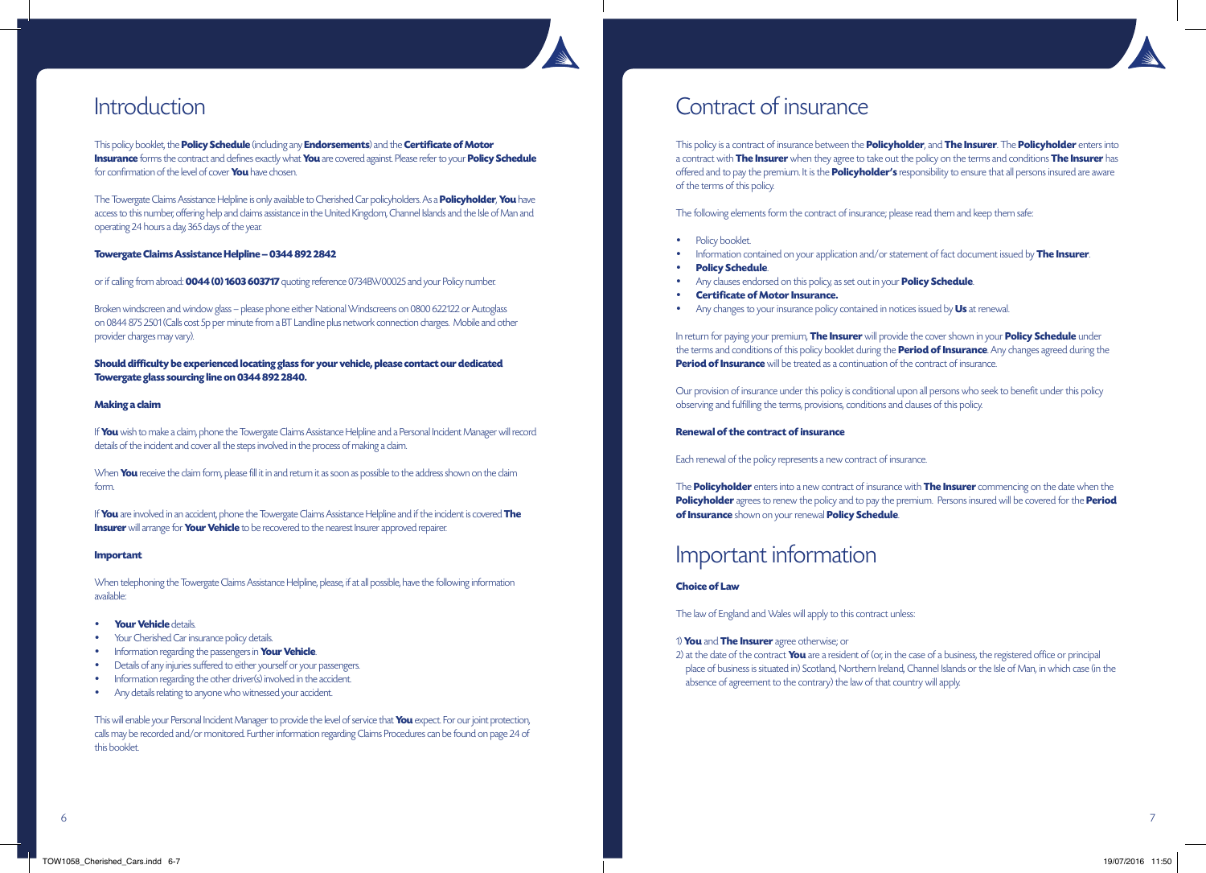# Introduction

This policy booklet, the **Policy Schedule** (including any **Endorsements**) and the **Certificate of Motor Insurance** forms the contract and defines exactly what **You** are covered against. Please refer to your **Policy Schedule** for confirmation of the level of cover **You** have chosen.

The Towergate Claims Assistance Helpline is only available to Cherished Car policyholders. As a **Policyholder**, **You** have access to this number, offering help and claims assistance in the United Kingdom, Channel Islands and the Isle of Man and operating 24 hours a day, 365 days of the year.

**Towergate Claims Assistance Helpline – 0344 892 2842**

or if calling from abroad: **0044 (0) 1603 603717** quoting reference 0734BW00025 and your Policy number.

Broken windscreen and window glass – please phone either National Windscreens on 0800 622122 or Autoglass on 0844 875 2501 (Calls cost 5p per minute from a BT Landline plus network connection charges. Mobile and other provider charges may vary).

**Should difficulty be experienced locating glass for your vehicle, please contact our dedicated Towergate glass sourcing line on 0344 892 2840.**

**Making a claim**

If **You** wish to make a claim, phone the Towergate Claims Assistance Helpline and a Personal Incident Manager will record details of the incident and cover all the steps involved in the process of making a claim.

When **You** receive the claim form, please fill it in and return it as soon as possible to the address shown on the claim form.

If **You** are involved in an accident, phone the Towergate Claims Assistance Helpline and if the incident is covered **The Insurer** will arrange for **Your Vehicle** to be recovered to the nearest Insurer approved repairer.

**Important**

When telephoning the Towergate Claims Assistance Helpline, please, if at all possible, have the following information available:

- **Your Vehicle** details.
- Your Cherished Car insurance policy details.
- Information regarding the passengers in **Your Vehicle**.
- Details of any injuries suffered to either yourself or your passengers.
- Information regarding the other driver(s) involved in the accident.
- Any details relating to anyone who witnessed your accident.

This will enable your Personal Incident Manager to provide the level of service that **You** expect. For our joint protection, calls may be recorded and/or monitored. Further information regarding Claims Procedures can be found on page 24 of this booklet.

# Contract of insurance

This policy is a contract of insurance between the **Policyholder**, and **The Insurer**. The **Policyholder** enters into a contract with **The Insurer** when they agree to take out the policy on the terms and conditions **The Insurer** has offered and to pay the premium. It is the **Policyholder's** responsibility to ensure that all persons insured are aware of the terms of this policy.

The following elements form the contract of insurance; please read them and keep them safe:

- Policy booklet.
- Information contained on your application and/or statement of fact document issued by **The Insurer**.
- **Policy Schedule**.
- Any clauses endorsed on this policy, as set out in your **Policy Schedule**.
- **Certificate of Motor Insurance.**
- Any changes to your insurance policy contained in notices issued by **Us** at renewal.

In return for paying your premium, **The Insurer** will provide the cover shown in your **Policy Schedule** under the terms and conditions of this policy booklet during the **Period of Insurance**. Any changes agreed during the **Period of Insurance** will be treated as a continuation of the contract of insurance.

Our provision of insurance under this policy is conditional upon all persons who seek to benefit under this policy observing and fulfilling the terms, provisions, conditions and clauses of this policy.

**Renewal of the contract of insurance**

Each renewal of the policy represents a new contract of insurance.

The **Policyholder** enters into a new contract of insurance with **The Insurer** commencing on the date when the **Policyholder** agrees to renew the policy and to pay the premium. Persons insured will be covered for the **Period of Insurance** shown on your renewal **Policy Schedule**.

# Important information

**Choice of Law**

The law of England and Wales will apply to this contract unless:

1) **You** and **The Insurer** agree otherwise; or
2) at the date of the contract **You** are a resident of (or, in the case of a business, the registered office or principal place of business is situated in) Scotland, Northern Ireland, Channel Islands or the Isle of Man, in which case (in the absence of agreement to the contrary) the law of that country will apply.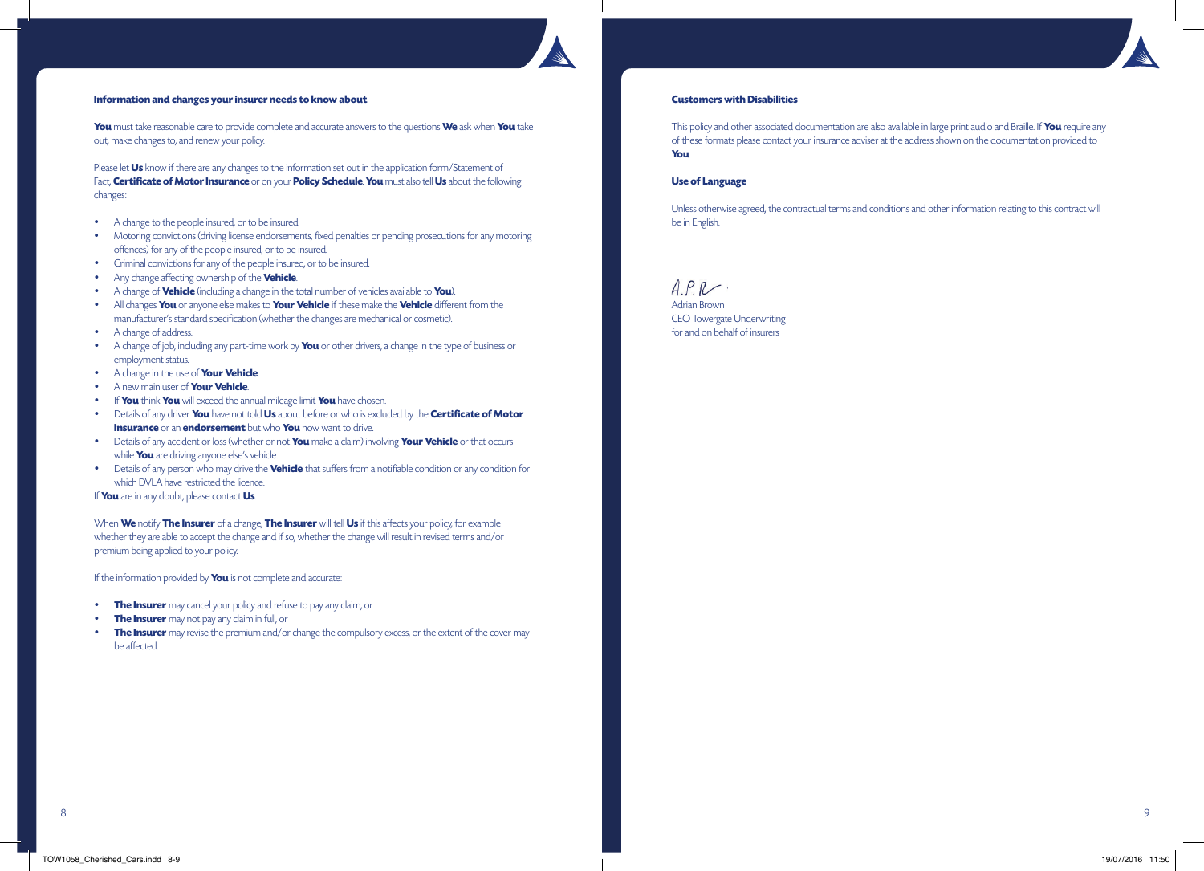**Information and changes your insurer needs to know about**

**You** must take reasonable care to provide complete and accurate answers to the questions **We** ask when **You** take out, make changes to, and renew your policy.

Please let **Us** know if there are any changes to the information set out in the application form/Statement of Fact, **Certificate of Motor Insurance** or on your **Policy Schedule**. **You** must also tell **Us** about the following changes:

- A change to the people insured, or to be insured.
- Motoring convictions (driving license endorsements, fixed penalties or pending prosecutions for any motoring offences) for any of the people insured, or to be insured.
- Criminal convictions for any of the people insured, or to be insured.
- Any change affecting ownership of the **Vehicle**.
- A change of **Vehicle** (including a change in the total number of vehicles available to **You**).
- All changes **You** or anyone else makes to **Your Vehicle** if these make the **Vehicle** different from the manufacturer's standard specification (whether the changes are mechanical or cosmetic).
- A change of address.
- A change of job, including any part-time work by **You** or other drivers, a change in the type of business or employment status.
- A change in the use of **Your Vehicle**.
- A new main user of **Your Vehicle**.
- If **You** think **You** will exceed the annual mileage limit **You** have chosen.
- Details of any driver **You** have not told **Us** about before or who is excluded by the **Certificate of Motor Insurance** or an **endorsement** but who **You** now want to drive.
- Details of any accident or loss (whether or not **You** make a claim) involving **Your Vehicle** or that occurs while **You** are driving anyone else's vehicle.
- Details of any person who may drive the **Vehicle** that suffers from a notifiable condition or any condition for which DVLA have restricted the licence.

If **You** are in any doubt, please contact **Us**.

When **We** notify **The Insurer** of a change, **The Insurer** will tell **Us** if this affects your policy, for example whether they are able to accept the change and if so, whether the change will result in revised terms and/or premium being applied to your policy.

If the information provided by **You** is not complete and accurate:

- **The Insurer** may cancel your policy and refuse to pay any claim, or
- **The Insurer** may not pay any claim in full, or
- **The Insurer** may revise the premium and/or change the compulsory excess, or the extent of the cover may be affected.

**Customers with Disabilities**

This policy and other associated documentation are also available in large print audio and Braille. If **You** require any of these formats please contact your insurance adviser at the address shown on the documentation provided to **You**.

**Use of Language**

Unless otherwise agreed, the contractual terms and conditions and other information relating to this contract will be in English.

A.P.B.

Adrian Brown
CEO Towergate Underwriting
for and on behalf of insurers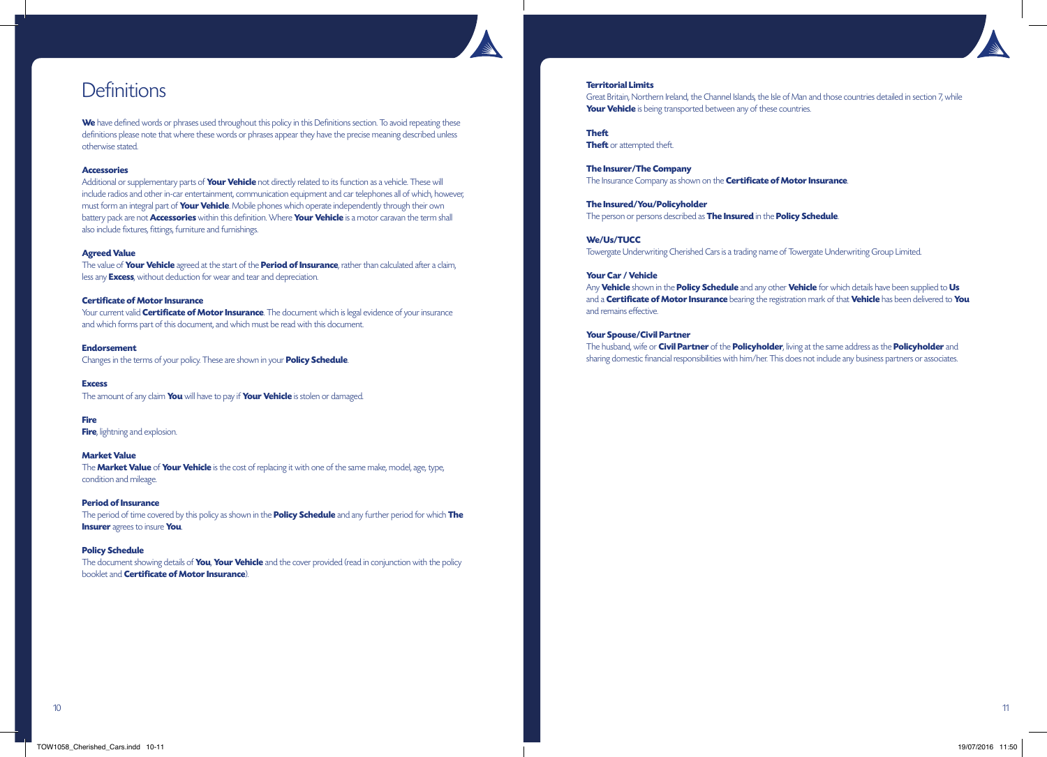# Definitions

**We** have defined words or phrases used throughout this policy in this Definitions section. To avoid repeating these definitions please note that where these words or phrases appear they have the precise meaning described unless otherwise stated.

**Accessories**
Additional or supplementary parts of **Your Vehicle** not directly related to its function as a vehicle. These will include radios and other in-car entertainment, communication equipment and car telephones all of which, however, must form an integral part of **Your Vehicle**. Mobile phones which operate independently through their own battery pack are not **Accessories** within this definition. Where **Your Vehicle** is a motor caravan the term shall also include fixtures, fittings, furniture and furnishings.

**Agreed Value**
The value of **Your Vehicle** agreed at the start of the **Period of Insurance**, rather than calculated after a claim, less any **Excess**, without deduction for wear and tear and depreciation.

**Certificate of Motor Insurance**
Your current valid **Certificate of Motor Insurance**. The document which is legal evidence of your insurance and which forms part of this document, and which must be read with this document.

**Endorsement**
Changes in the terms of your policy. These are shown in your **Policy Schedule**.

**Excess**
The amount of any claim **You** will have to pay if **Your Vehicle** is stolen or damaged.

**Fire**
**Fire**, lightning and explosion.

**Market Value**
The **Market Value** of **Your Vehicle** is the cost of replacing it with one of the same make, model, age, type, condition and mileage.

**Period of Insurance**
The period of time covered by this policy as shown in the **Policy Schedule** and any further period for which **The Insurer** agrees to insure **You**.

**Policy Schedule**
The document showing details of **You**, **Your Vehicle** and the cover provided (read in conjunction with the policy booklet and **Certificate of Motor Insurance**).

**Territorial Limits**
Great Britain, Northern Ireland, the Channel Islands, the Isle of Man and those countries detailed in section 7, while **Your Vehicle** is being transported between any of these countries.

**Theft**
**Theft** or attempted theft.

**The Insurer/The Company**
The Insurance Company as shown on the **Certificate of Motor Insurance**.

**The Insured/You/Policyholder**
The person or persons described as **The Insured** in the **Policy Schedule**.

**We/Us/TUCC**
Towergate Underwriting Cherished Cars is a trading name of Towergate Underwriting Group Limited.

**Your Car / Vehicle**
Any **Vehicle** shown in the **Policy Schedule** and any other **Vehicle** for which details have been supplied to **Us** and a **Certificate of Motor Insurance** bearing the registration mark of that **Vehicle** has been delivered to **You** and remains effective.

**Your Spouse/Civil Partner**
The husband, wife or **Civil Partner** of the **Policyholder**, living at the same address as the **Policyholder** and sharing domestic financial responsibilities with him/her. This does not include any business partners or associates.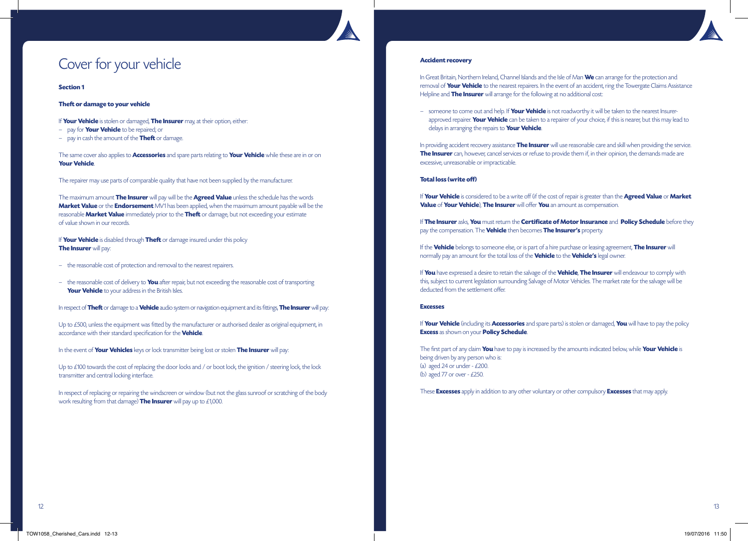# Cover for your vehicle

**Section 1**

**Theft or damage to your vehicle**

If **Your Vehicle** is stolen or damaged, **The Insurer** may, at their option, either:

- pay for **Your Vehicle** to be repaired; or
- pay in cash the amount of the **Theft** or damage.

The same cover also applies to **Accessories** and spare parts relating to **Your Vehicle** while these are in or on **Your Vehicle**.

The repairer may use parts of comparable quality that have not been supplied by the manufacturer.

The maximum amount **The Insurer** will pay will be the **Agreed Value** unless the schedule has the words **Market Value** or the **Endorsement** MV1 has been applied, when the maximum amount payable will be the reasonable **Market Value** immediately prior to the **Theft** or damage, but not exceeding your estimate of value shown in our records.

If **Your Vehicle** is disabled through **Theft** or damage insured under this policy **The Insurer** will pay:

- the reasonable cost of protection and removal to the nearest repairers.
- the reasonable cost of delivery to **You** after repair, but not exceeding the reasonable cost of transporting **Your Vehicle** to your address in the British Isles.

In respect of **Theft** or damage to a **Vehicle** audio system or navigation equipment and its fittings, **The Insurer** will pay:

Up to £500, unless the equipment was fitted by the manufacturer or authorised dealer as original equipment, in accordance with their standard specification for the **Vehicle**.

In the event of **Your Vehicles** keys or lock transmitter being lost or stolen **The Insurer** will pay:

Up to £100 towards the cost of replacing the door locks and / or boot lock, the ignition / steering lock, the lock transmitter and central locking interface.

In respect of replacing or repairing the windscreen or window (but not the glass sunroof or scratching of the body work resulting from that damage) **The Insurer** will pay up to £1,000.

**Accident recovery**

In Great Britain, Northern Ireland, Channel Islands and the Isle of Man **We** can arrange for the protection and removal of **Your Vehicle** to the nearest repairers. In the event of an accident, ring the Towergate Claims Assistance Helpline and **The Insurer** will arrange for the following at no additional cost:

- someone to come out and help. If **Your Vehicle** is not roadworthy it will be taken to the nearest Insurer-approved repairer. **Your Vehicle** can be taken to a repairer of your choice, if this is nearer, but this may lead to delays in arranging the repairs to **Your Vehicle**.

In providing accident recovery assistance **The Insurer** will use reasonable care and skill when providing the service. **The Insurer** can, however, cancel services or refuse to provide them if, in their opinion, the demands made are excessive, unreasonable or impracticable.

**Total loss (write off)**

If **Your Vehicle** is considered to be a write off (if the cost of repair is greater than the **Agreed Value** or **Market Value** of **Your Vehicle**), **The Insurer** will offer **You** an amount as compensation.

If **The Insurer** asks, **You** must return the **Certificate of Motor Insurance** and **Policy Schedule** before they pay the compensation. The **Vehicle** then becomes **The Insurer's** property.

If the **Vehicle** belongs to someone else, or is part of a hire purchase or leasing agreement, **The Insurer** will normally pay an amount for the total loss of the **Vehicle** to the **Vehicle's** legal owner.

If **You** have expressed a desire to retain the salvage of the **Vehicle**, **The Insurer** will endeavour to comply with this, subject to current legislation surrounding Salvage of Motor Vehicles. The market rate for the salvage will be deducted from the settlement offer.

**Excesses**

If **Your Vehicle** (including its **Accessories** and spare parts) is stolen or damaged, **You** will have to pay the policy **Excess** as shown on your **Policy Schedule**.

The first part of any claim **You** have to pay is increased by the amounts indicated below, while **Your Vehicle** is being driven by any person who is:

(a) aged 24 or under - £200.
(b) aged 77 or over - £250.

These **Excesses** apply in addition to any other voluntary or other compulsory **Excesses** that may apply.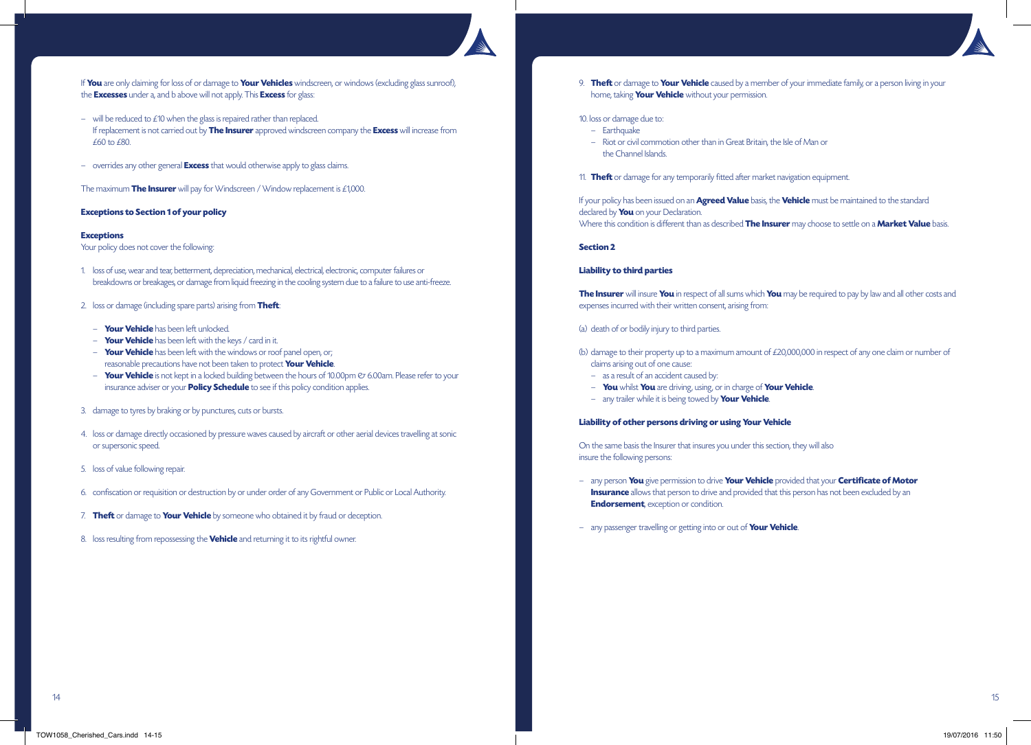If **You** are only claiming for loss of or damage to **Your Vehicles** windscreen, or windows (excluding glass sunroof), the **Excesses** under a, and b above will not apply. This **Excess** for glass:

- will be reduced to £10 when the glass is repaired rather than replaced.
  If replacement is not carried out by **The Insurer** approved windscreen company the **Excess** will increase from £60 to £80.
- overrides any other general **Excess** that would otherwise apply to glass claims.

The maximum **The Insurer** will pay for Windscreen / Window replacement is £1,000.

**Exceptions to Section 1 of your policy**

**Exceptions**
Your policy does not cover the following:

1. loss of use, wear and tear, betterment, depreciation, mechanical, electrical, electronic, computer failures or breakdowns or breakages, or damage from liquid freezing in the cooling system due to a failure to use anti-freeze.
2. loss or damage (including spare parts) arising from **Theft**:
   - **Your Vehicle** has been left unlocked.
   - **Your Vehicle** has been left with the keys / card in it.
   - **Your Vehicle** has been left with the windows or roof panel open, or;
     reasonable precautions have not been taken to protect **Your Vehicle**.
   - **Your Vehicle** is not kept in a locked building between the hours of 10.00pm & 6.00am. Please refer to your insurance adviser or your **Policy Schedule** to see if this policy condition applies.
3. damage to tyres by braking or by punctures, cuts or bursts.
4. loss or damage directly occasioned by pressure waves caused by aircraft or other aerial devices travelling at sonic or supersonic speed.
5. loss of value following repair.
6. confiscation or requisition or destruction by or under order of any Government or Public or Local Authority.
7. **Theft** or damage to **Your Vehicle** by someone who obtained it by fraud or deception.
8. loss resulting from repossessing the **Vehicle** and returning it to its rightful owner.
9. **Theft** or damage to **Your Vehicle** caused by a member of your immediate family, or a person living in your home, taking **Your Vehicle** without your permission.
10. loss or damage due to:
    - Earthquake
    - Riot or civil commotion other than in Great Britain, the Isle of Man or the Channel Islands.
11. **Theft** or damage for any temporarily fitted after market navigation equipment.

If your policy has been issued on an **Agreed Value** basis, the **Vehicle** must be maintained to the standard declared by **You** on your Declaration.
Where this condition is different than as described **The Insurer** may choose to settle on a **Market Value** basis.

**Section 2**

**Liability to third parties**

**The Insurer** will insure **You** in respect of all sums which **You** may be required to pay by law and all other costs and expenses incurred with their written consent, arising from:

(a) death of or bodily injury to third parties.

(b) damage to their property up to a maximum amount of £20,000,000 in respect of any one claim or number of claims arising out of one cause:
   - as a result of an accident caused by:
   - **You** whilst **You** are driving, using, or in charge of **Your Vehicle**.
   - any trailer while it is being towed by **Your Vehicle**.

**Liability of other persons driving or using Your Vehicle**

On the same basis the Insurer that insures you under this section, they will also insure the following persons:

- any person **You** give permission to drive **Your Vehicle** provided that your **Certificate of Motor Insurance** allows that person to drive and provided that this person has not been excluded by an **Endorsement**, exception or condition.
- any passenger travelling or getting into or out of **Your Vehicle**.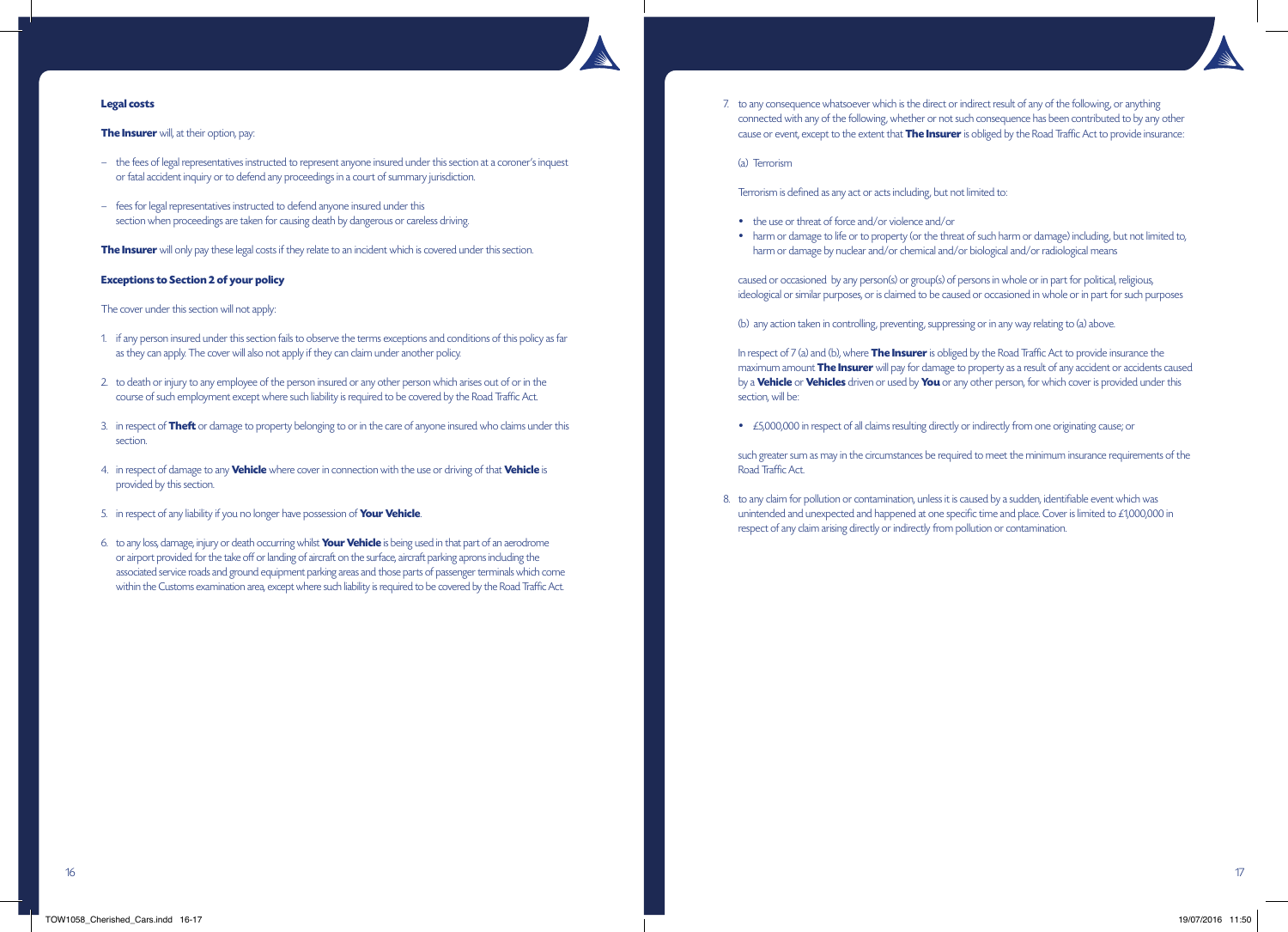**Legal costs**

**The Insurer** will, at their option, pay:

– the fees of legal representatives instructed to represent anyone insured under this section at a coroner's inquest or fatal accident inquiry or to defend any proceedings in a court of summary jurisdiction.

– fees for legal representatives instructed to defend anyone insured under this section when proceedings are taken for causing death by dangerous or careless driving.

**The Insurer** will only pay these legal costs if they relate to an incident which is covered under this section.

**Exceptions to Section 2 of your policy**

The cover under this section will not apply:

1. if any person insured under this section fails to observe the terms exceptions and conditions of this policy as far as they can apply. The cover will also not apply if they can claim under another policy.

2. to death or injury to any employee of the person insured or any other person which arises out of or in the course of such employment except where such liability is required to be covered by the Road Traffic Act.

3. in respect of **Theft** or damage to property belonging to or in the care of anyone insured who claims under this section.

4. in respect of damage to any **Vehicle** where cover in connection with the use or driving of that **Vehicle** is provided by this section.

5. in respect of any liability if you no longer have possession of **Your Vehicle**.

6. to any loss, damage, injury or death occurring whilst **Your Vehicle** is being used in that part of an aerodrome or airport provided for the take off or landing of aircraft on the surface, aircraft parking aprons including the associated service roads and ground equipment parking areas and those parts of passenger terminals which come within the Customs examination area, except where such liability is required to be covered by the Road Traffic Act.

7. to any consequence whatsoever which is the direct or indirect result of any of the following, or anything connected with any of the following, whether or not such consequence has been contributed to by any other cause or event, except to the extent that **The Insurer** is obliged by the Road Traffic Act to provide insurance:

   (a) Terrorism

   Terrorism is defined as any act or acts including, but not limited to:

   - the use or threat of force and/or violence and/or
   - harm or damage to life or to property (or the threat of such harm or damage) including, but not limited to, harm or damage by nuclear and/or chemical and/or biological and/or radiological means

   caused or occasioned by any person(s) or group(s) of persons in whole or in part for political, religious, ideological or similar purposes, or is claimed to be caused or occasioned in whole or in part for such purposes

   (b) any action taken in controlling, preventing, suppressing or in any way relating to (a) above.

   In respect of 7 (a) and (b), where **The Insurer** is obliged by the Road Traffic Act to provide insurance the maximum amount **The Insurer** will pay for damage to property as a result of any accident or accidents caused by a **Vehicle** or **Vehicles** driven or used by **You** or any other person, for which cover is provided under this section, will be:

   - £5,000,000 in respect of all claims resulting directly or indirectly from one originating cause; or

   such greater sum as may in the circumstances be required to meet the minimum insurance requirements of the Road Traffic Act.

8. to any claim for pollution or contamination, unless it is caused by a sudden, identifiable event which was unintended and unexpected and happened at one specific time and place. Cover is limited to £1,000,000 in respect of any claim arising directly or indirectly from pollution or contamination.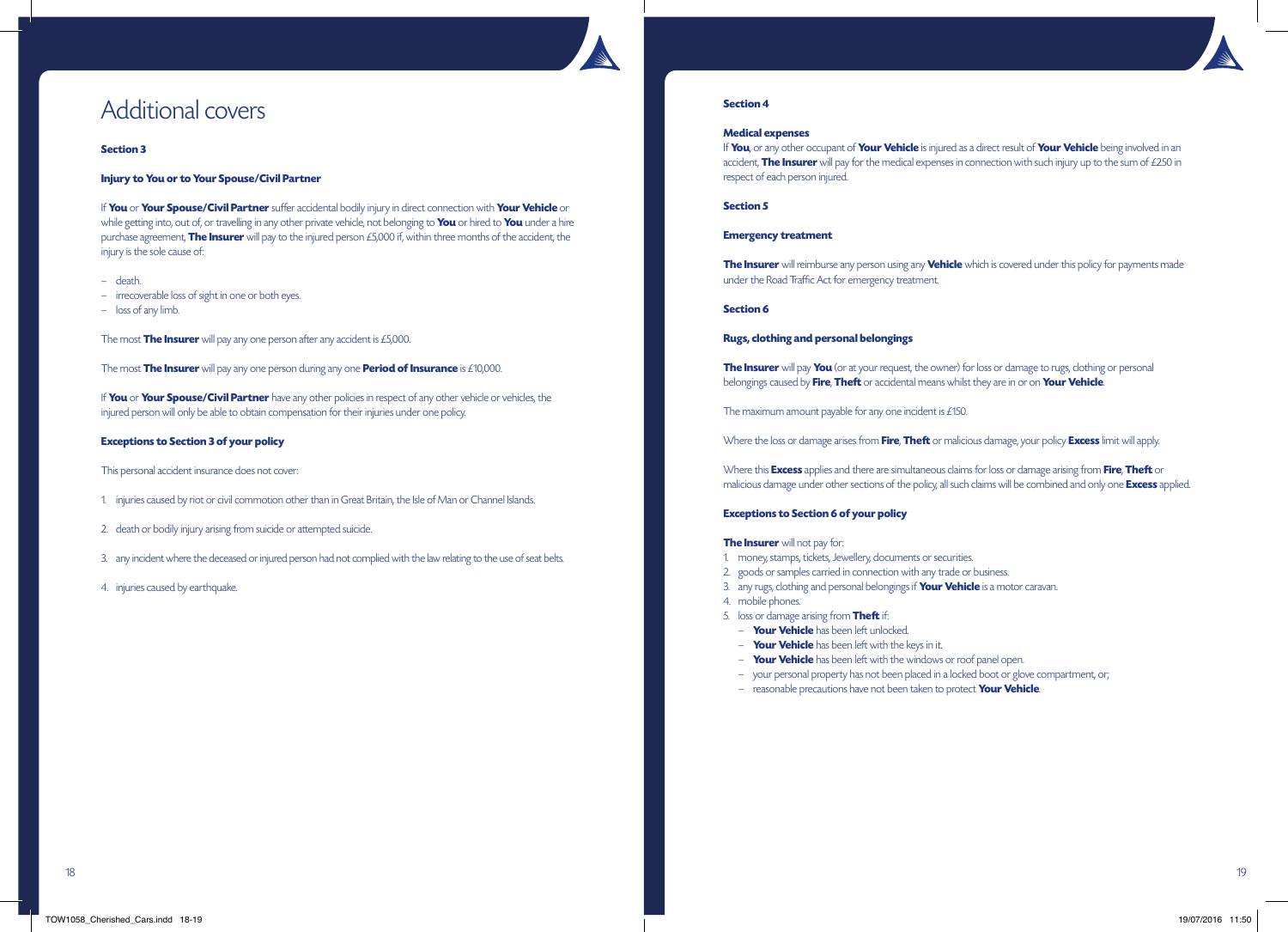# Additional covers

**Section 3**

**Injury to You or to Your Spouse/Civil Partner**

If **You** or **Your Spouse/Civil Partner** suffer accidental bodily injury in direct connection with **Your Vehicle** or while getting into, out of, or travelling in any other private vehicle, not belonging to **You** or hired to **You** under a hire purchase agreement, **The Insurer** will pay to the injured person £5,000 if, within three months of the accident, the injury is the sole cause of:

- death.
- irrecoverable loss of sight in one or both eyes.
- loss of any limb.

The most **The Insurer** will pay any one person after any accident is £5,000.

The most **The Insurer** will pay any one person during any one **Period of Insurance** is £10,000.

If **You** or **Your Spouse/Civil Partner** have any other policies in respect of any other vehicle or vehicles, the injured person will only be able to obtain compensation for their injuries under one policy.

**Exceptions to Section 3 of your policy**

This personal accident insurance does not cover:

1. injuries caused by riot or civil commotion other than in Great Britain, the Isle of Man or Channel Islands.
2. death or bodily injury arising from suicide or attempted suicide.
3. any incident where the deceased or injured person had not complied with the law relating to the use of seat belts.
4. injuries caused by earthquake.

**Section 4**

**Medical expenses**

If **You**, or any other occupant of **Your Vehicle** is injured as a direct result of **Your Vehicle** being involved in an accident, **The Insurer** will pay for the medical expenses in connection with such injury up to the sum of £250 in respect of each person injured.

**Section 5**

**Emergency treatment**

**The Insurer** will reimburse any person using any **Vehicle** which is covered under this policy for payments made under the Road Traffic Act for emergency treatment.

**Section 6**

**Rugs, clothing and personal belongings**

**The Insurer** will pay **You** (or at your request, the owner) for loss or damage to rugs, clothing or personal belongings caused by **Fire**, **Theft** or accidental means whilst they are in or on **Your Vehicle**.

The maximum amount payable for any one incident is £150.

Where the loss or damage arises from **Fire**, **Theft** or malicious damage, your policy **Excess** limit will apply.

Where this **Excess** applies and there are simultaneous claims for loss or damage arising from **Fire**, **Theft** or malicious damage under other sections of the policy, all such claims will be combined and only one **Excess** applied.

**Exceptions to Section 6 of your policy**

**The Insurer** will not pay for:

1. money, stamps, tickets, Jewellery, documents or securities.
2. goods or samples carried in connection with any trade or business.
3. any rugs, clothing and personal belongings if **Your Vehicle** is a motor caravan.
4. mobile phones.
5. loss or damage arising from **Theft** if:
   - **Your Vehicle** has been left unlocked.
   - **Your Vehicle** has been left with the keys in it.
   - **Your Vehicle** has been left with the windows or roof panel open.
   - your personal property has not been placed in a locked boot or glove compartment, or;
   - reasonable precautions have not been taken to protect **Your Vehicle**.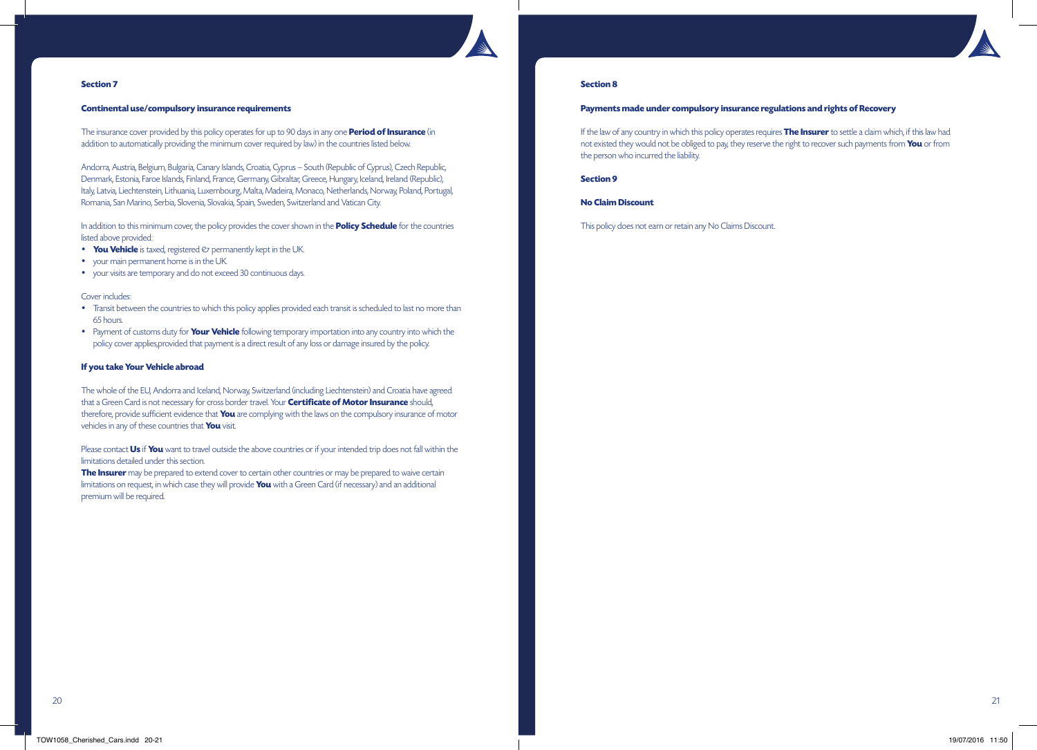## Section 7

### Continental use/compulsory insurance requirements

The insurance cover provided by this policy operates for up to 90 days in any one **Period of Insurance** (in addition to automatically providing the minimum cover required by law) in the countries listed below.

Andorra, Austria, Belgium, Bulgaria, Canary Islands, Croatia, Cyprus – South (Republic of Cyprus), Czech Republic, Denmark, Estonia, Faroe Islands, Finland, France, Germany, Gibraltar, Greece, Hungary, Iceland, Ireland (Republic), Italy, Latvia, Liechtenstein, Lithuania, Luxembourg, Malta, Madeira, Monaco, Netherlands, Norway, Poland, Portugal, Romania, San Marino, Serbia, Slovenia, Slovakia, Spain, Sweden, Switzerland and Vatican City.

In addition to this minimum cover, the policy provides the cover shown in the **Policy Schedule** for the countries listed above provided:

- **You Vehicle** is taxed, registered & permanently kept in the UK.
- your main permanent home is in the UK.
- your visits are temporary and do not exceed 30 continuous days.

Cover includes:

- Transit between the countries to which this policy applies provided each transit is scheduled to last no more than 65 hours.
- Payment of customs duty for **Your Vehicle** following temporary importation into any country into which the policy cover applies,provided that payment is a direct result of any loss or damage insured by the policy.

### If you take Your Vehicle abroad

The whole of the EU, Andorra and Iceland, Norway, Switzerland (including Liechtenstein) and Croatia have agreed that a Green Card is not necessary for cross border travel. Your **Certificate of Motor Insurance** should, therefore, provide sufficient evidence that **You** are complying with the laws on the compulsory insurance of motor vehicles in any of these countries that **You** visit.

Please contact **Us** if **You** want to travel outside the above countries or if your intended trip does not fall within the limitations detailed under this section.
**The Insurer** may be prepared to extend cover to certain other countries or may be prepared to waive certain limitations on request, in which case they will provide **You** with a Green Card (if necessary) and an additional premium will be required.

## Section 8

### Payments made under compulsory insurance regulations and rights of Recovery

If the law of any country in which this policy operates requires **The Insurer** to settle a claim which, if this law had not existed they would not be obliged to pay, they reserve the right to recover such payments from **You** or from the person who incurred the liability.

## Section 9

### No Claim Discount

This policy does not earn or retain any No Claims Discount.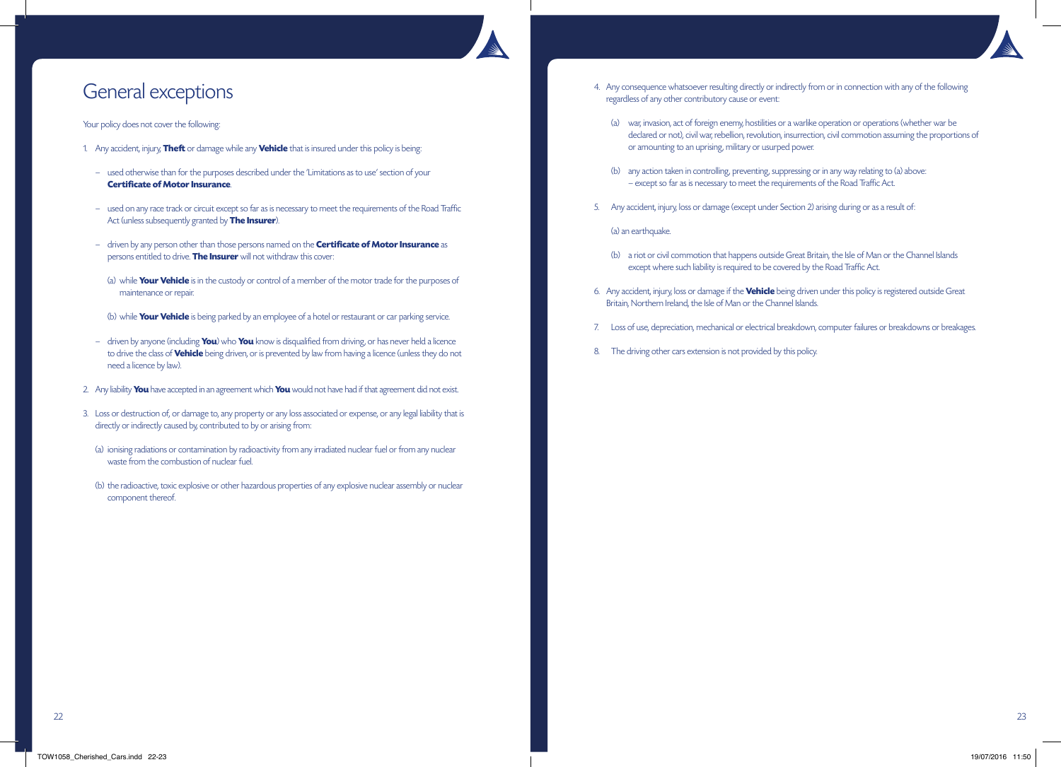# General exceptions

Your policy does not cover the following:

1. Any accident, injury, **Theft** or damage while any **Vehicle** that is insured under this policy is being:

   – used otherwise than for the purposes described under the 'Limitations as to use' section of your **Certificate of Motor Insurance**.

   – used on any race track or circuit except so far as is necessary to meet the requirements of the Road Traffic Act (unless subsequently granted by **The Insurer**).

   – driven by any person other than those persons named on the **Certificate of Motor Insurance** as persons entitled to drive. **The Insurer** will not withdraw this cover:

   (a) while **Your Vehicle** is in the custody or control of a member of the motor trade for the purposes of maintenance or repair.

   (b) while **Your Vehicle** is being parked by an employee of a hotel or restaurant or car parking service.

   – driven by anyone (including **You**) who **You** know is disqualified from driving, or has never held a licence to drive the class of **Vehicle** being driven, or is prevented by law from having a licence (unless they do not need a licence by law).

2. Any liability **You** have accepted in an agreement which **You** would not have had if that agreement did not exist.

3. Loss or destruction of, or damage to, any property or any loss associated or expense, or any legal liability that is directly or indirectly caused by, contributed to by or arising from:

   (a) ionising radiations or contamination by radioactivity from any irradiated nuclear fuel or from any nuclear waste from the combustion of nuclear fuel.

   (b) the radioactive, toxic explosive or other hazardous properties of any explosive nuclear assembly or nuclear component thereof.

4. Any consequence whatsoever resulting directly or indirectly from or in connection with any of the following regardless of any other contributory cause or event:

   (a) war, invasion, act of foreign enemy, hostilities or a warlike operation or operations (whether war be declared or not), civil war, rebellion, revolution, insurrection, civil commotion assuming the proportions of or amounting to an uprising, military or usurped power.

   (b) any action taken in controlling, preventing, suppressing or in any way relating to (a) above:
   – except so far as is necessary to meet the requirements of the Road Traffic Act.

5. Any accident, injury, loss or damage (except under Section 2) arising during or as a result of:

   (a) an earthquake.

   (b) a riot or civil commotion that happens outside Great Britain, the Isle of Man or the Channel Islands except where such liability is required to be covered by the Road Traffic Act.

6. Any accident, injury, loss or damage if the **Vehicle** being driven under this policy is registered outside Great Britain, Northern Ireland, the Isle of Man or the Channel Islands.

7. Loss of use, depreciation, mechanical or electrical breakdown, computer failures or breakdowns or breakages.

8. The driving other cars extension is not provided by this policy.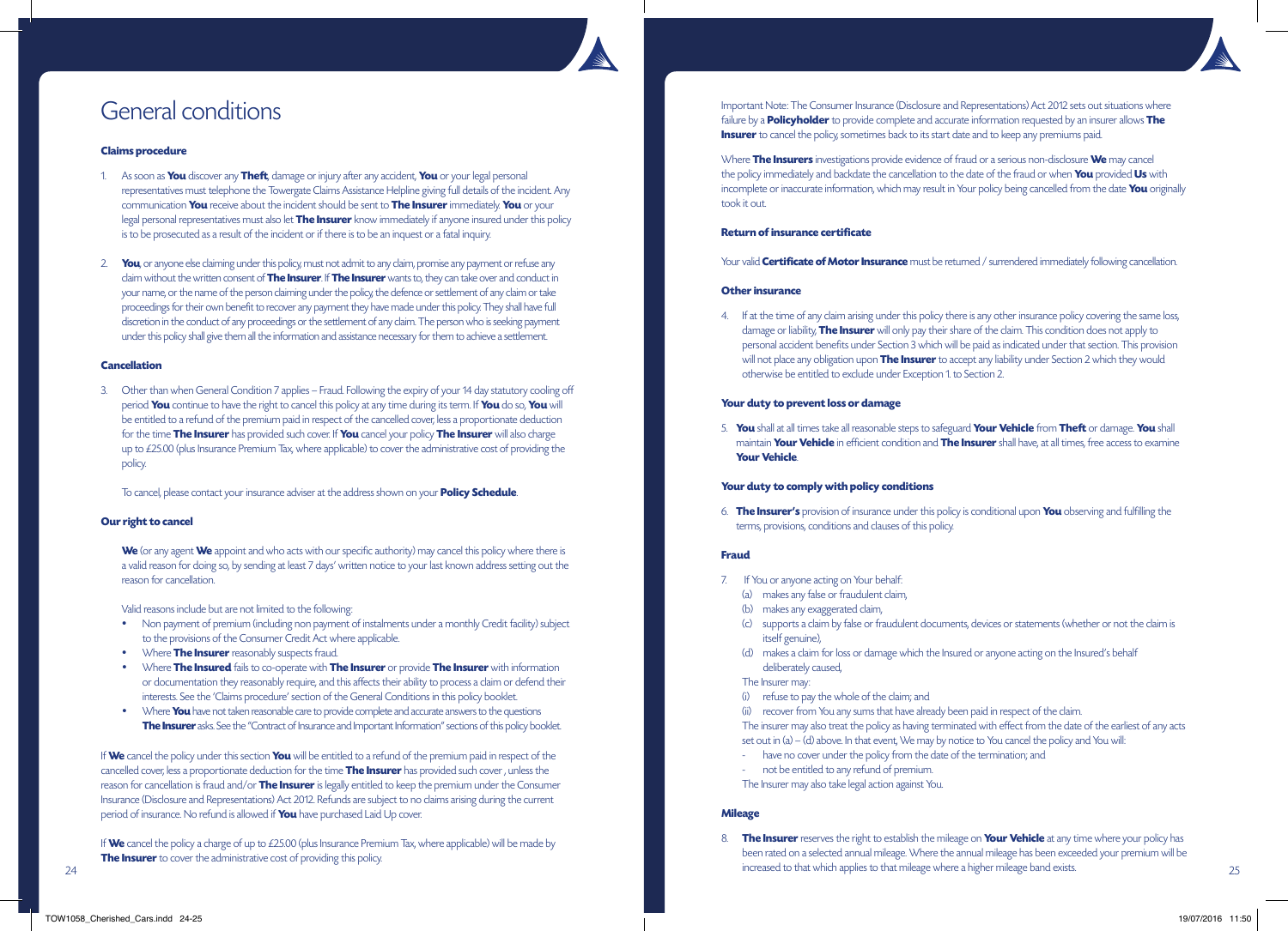# General conditions

**Claims procedure**

1. As soon as **You** discover any **Theft**, damage or injury after any accident, **You** or your legal personal representatives must telephone the Towergate Claims Assistance Helpline giving full details of the incident. Any communication **You** receive about the incident should be sent to **The Insurer** immediately. **You** or your legal personal representatives must also let **The Insurer** know immediately if anyone insured under this policy is to be prosecuted as a result of the incident or if there is to be an inquest or a fatal inquiry.

2. **You**, or anyone else claiming under this policy, must not admit to any claim, promise any payment or refuse any claim without the written consent of **The Insurer**. If **The Insurer** wants to, they can take over and conduct in your name, or the name of the person claiming under the policy, the defence or settlement of any claim or take proceedings for their own benefit to recover any payment they have made under this policy. They shall have full discretion in the conduct of any proceedings or the settlement of any claim. The person who is seeking payment under this policy shall give them all the information and assistance necessary for them to achieve a settlement.

**Cancellation**

3. Other than when General Condition 7 applies – Fraud. Following the expiry of your 14 day statutory cooling off period **You** continue to have the right to cancel this policy at any time during its term. If **You** do so, **You** will be entitled to a refund of the premium paid in respect of the cancelled cover, less a proportionate deduction for the time **The Insurer** has provided such cover. If **You** cancel your policy **The Insurer** will also charge up to £25.00 (plus Insurance Premium Tax, where applicable) to cover the administrative cost of providing the policy.

   To cancel, please contact your insurance adviser at the address shown on your **Policy Schedule**.

**Our right to cancel**

**We** (or any agent **We** appoint and who acts with our specific authority) may cancel this policy where there is a valid reason for doing so, by sending at least 7 days' written notice to your last known address setting out the reason for cancellation.

Valid reasons include but are not limited to the following:

- Non payment of premium (including non payment of instalments under a monthly Credit facility) subject to the provisions of the Consumer Credit Act where applicable.
- Where **The Insurer** reasonably suspects fraud.
- Where **The Insured** fails to co-operate with **The Insurer** or provide **The Insurer** with information or documentation they reasonably require, and this affects their ability to process a claim or defend their interests. See the 'Claims procedure' section of the General Conditions in this policy booklet.
- Where **You** have not taken reasonable care to provide complete and accurate answers to the questions **The Insurer** asks. See the "Contract of Insurance and Important Information" sections of this policy booklet.

If **We** cancel the policy under this section **You** will be entitled to a refund of the premium paid in respect of the cancelled cover, less a proportionate deduction for the time **The Insurer** has provided such cover , unless the reason for cancellation is fraud and/or **The Insurer** is legally entitled to keep the premium under the Consumer Insurance (Disclosure and Representations) Act 2012. Refunds are subject to no claims arising during the current period of insurance. No refund is allowed if **You** have purchased Laid Up cover.

If **We** cancel the policy a charge of up to £25.00 (plus Insurance Premium Tax, where applicable) will be made by **The Insurer** to cover the administrative cost of providing this policy.

Important Note: The Consumer Insurance (Disclosure and Representations) Act 2012 sets out situations where failure by a **Policyholder** to provide complete and accurate information requested by an insurer allows **The Insurer** to cancel the policy, sometimes back to its start date and to keep any premiums paid.

Where **The Insurers** investigations provide evidence of fraud or a serious non-disclosure **We** may cancel the policy immediately and backdate the cancellation to the date of the fraud or when **You** provided **Us** with incomplete or inaccurate information, which may result in Your policy being cancelled from the date **You** originally took it out.

**Return of insurance certificate**

Your valid **Certificate of Motor Insurance** must be returned / surrendered immediately following cancellation.

**Other insurance**

4. If at the time of any claim arising under this policy there is any other insurance policy covering the same loss, damage or liability, **The Insurer** will only pay their share of the claim. This condition does not apply to personal accident benefits under Section 3 which will be paid as indicated under that section. This provision will not place any obligation upon **The Insurer** to accept any liability under Section 2 which they would otherwise be entitled to exclude under Exception 1. to Section 2.

**Your duty to prevent loss or damage**

5. **You** shall at all times take all reasonable steps to safeguard **Your Vehicle** from **Theft** or damage. **You** shall maintain **Your Vehicle** in efficient condition and **The Insurer** shall have, at all times, free access to examine **Your Vehicle**.

**Your duty to comply with policy conditions**

6. **The Insurer's** provision of insurance under this policy is conditional upon **You** observing and fulfilling the terms, provisions, conditions and clauses of this policy.

**Fraud**

7. If You or anyone acting on Your behalf:
   (a) makes any false or fraudulent claim,
   (b) makes any exaggerated claim,
   (c) supports a claim by false or fraudulent documents, devices or statements (whether or not the claim is itself genuine),
   (d) makes a claim for loss or damage which the Insured or anyone acting on the Insured's behalf deliberately caused,

   The Insurer may:
   (i) refuse to pay the whole of the claim; and
   (ii) recover from You any sums that have already been paid in respect of the claim.

   The insurer may also treat the policy as having terminated with effect from the date of the earliest of any acts set out in (a) – (d) above. In that event, We may by notice to You cancel the policy and You will:
   - have no cover under the policy from the date of the termination; and
   - not be entitled to any refund of premium.

   The Insurer may also take legal action against You.

**Mileage**

8. **The Insurer** reserves the right to establish the mileage on **Your Vehicle** at any time where your policy has been rated on a selected annual mileage. Where the annual mileage has been exceeded your premium will be increased to that which applies to that mileage where a higher mileage band exists.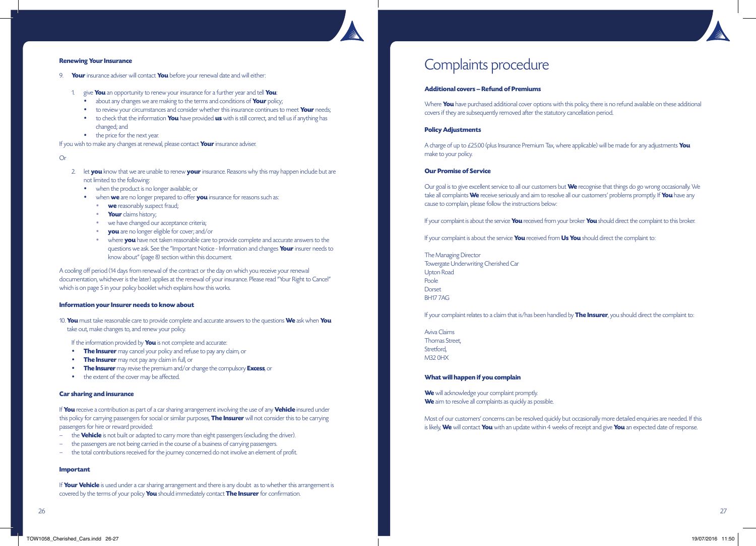**Renewing Your Insurance**

9. **Your** insurance adviser will contact **You** before your renewal date and will either:

   1. give **You** an opportunity to renew your insurance for a further year and tell **You**:
      - about any changes we are making to the terms and conditions of **Your** policy;
      - to review your circumstances and consider whether this insurance continues to meet **Your** needs;
      - to check that the information **You** have provided **us** with is still correct, and tell us if anything has changed; and
      - the price for the next year.

If you wish to make any changes at renewal, please contact **Your** insurance adviser.

Or

   2. let **you** know that we are unable to renew **your** insurance. Reasons why this may happen include but are not limited to the following:
      - when the product is no longer available; or
      - when **we** are no longer prepared to offer **you** insurance for reasons such as:
        - **we** reasonably suspect fraud;
        - **Your** claims history;
        - we have changed our acceptance criteria;
        - **you** are no longer eligible for cover; and/or
        - where **you** have not taken reasonable care to provide complete and accurate answers to the questions we ask. See the "Important Notice - Information and changes **Your** insurer needs to know about" (page 8) section within this document.

A cooling off period (14 days from renewal of the contract or the day on which you receive your renewal documentation, whichever is the later) applies at the renewal of your insurance. Please read "Your Right to Cancel" which is on page 5 in your policy booklet which explains how this works.

**Information your Insurer needs to know about**

10. **You** must take reasonable care to provide complete and accurate answers to the questions **We** ask when **You** take out, make changes to, and renew your policy.

    If the information provided by **You** is not complete and accurate:
    - **The Insurer** may cancel your policy and refuse to pay any claim, or
    - **The Insurer** may not pay any claim in full, or
    - **The Insurer** may revise the premium and/or change the compulsory **Excess**, or
    - the extent of the cover may be affected.

**Car sharing and insurance**

If **You** receive a contribution as part of a car sharing arrangement involving the use of any **Vehicle** insured under this policy for carrying passengers for social or similar purposes, **The Insurer** will not consider this to be carrying passengers for hire or reward provided:

- the **Vehicle** is not built or adapted to carry more than eight passengers (excluding the driver).
- the passengers are not being carried in the course of a business of carrying passengers.
- the total contributions received for the journey concerned do not involve an element of profit.

**Important**

If **Your Vehicle** is used under a car sharing arrangement and there is any doubt as to whether this arrangement is covered by the terms of your policy **You** should immediately contact **The Insurer** for confirmation.

# Complaints procedure

**Additional covers – Refund of Premiums**

Where **You** have purchased additional cover options with this policy, there is no refund available on these additional covers if they are subsequently removed after the statutory cancellation period.

**Policy Adjustments**

A charge of up to £25.00 (plus Insurance Premium Tax, where applicable) will be made for any adjustments **You** make to your policy.

**Our Promise of Service**

Our goal is to give excellent service to all our customers but **We** recognise that things do go wrong occasionally. We take all complaints **We** receive seriously and aim to resolve all our customers' problems promptly. If **You** have any cause to complain, please follow the instructions below:

If your complaint is about the service **You** received from your broker **You** should direct the complaint to this broker.

If your complaint is about the service **You** received from **Us You** should direct the complaint to:

The Managing Director
Towergate Underwriting Cherished Car
Upton Road
Poole
Dorset
BH17 7AG

If your complaint relates to a claim that is/has been handled by **The Insurer**, you should direct the complaint to:

Aviva Claims
Thomas Street,
Stretford,
M32 0HX

**What will happen if you complain**

**We** will acknowledge your complaint promptly.
**We** aim to resolve all complaints as quickly as possible.

Most of our customers' concerns can be resolved quickly but occasionally more detailed enquiries are needed. If this is likely, **We** will contact **You** with an update within 4 weeks of receipt and give **You** an expected date of response.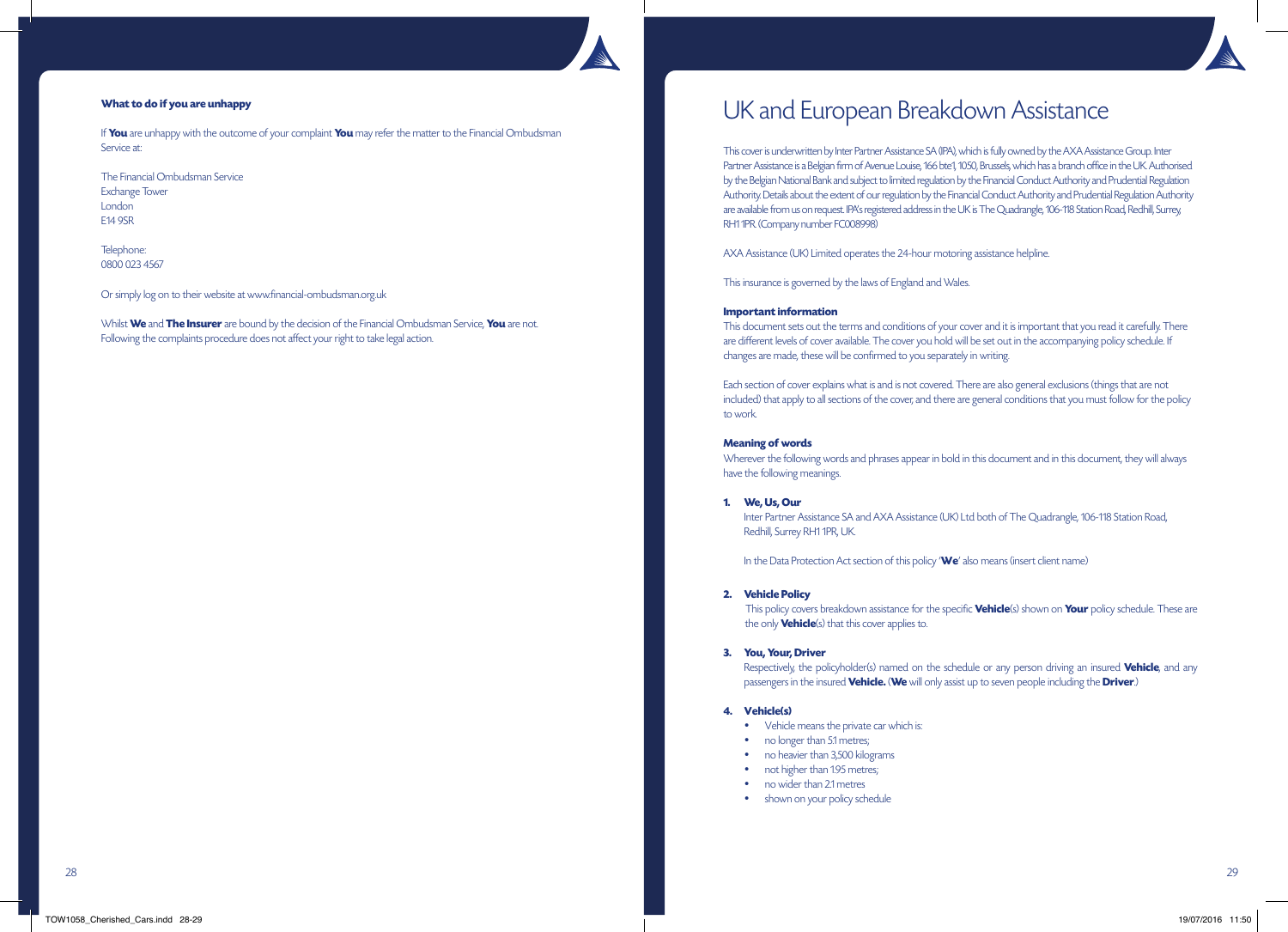**What to do if you are unhappy**

If **You** are unhappy with the outcome of your complaint **You** may refer the matter to the Financial Ombudsman Service at:

The Financial Ombudsman Service
Exchange Tower
London
E14 9SR

Telephone:
0800 023 4567

Or simply log on to their website at www.financial-ombudsman.org.uk

Whilst **We** and **The Insurer** are bound by the decision of the Financial Ombudsman Service, **You** are not. Following the complaints procedure does not affect your right to take legal action.

# UK and European Breakdown Assistance

This cover is underwritten by Inter Partner Assistance SA (IPA), which is fully owned by the AXA Assistance Group. Inter Partner Assistance is a Belgian firm of Avenue Louise, 166 bte1, 1050, Brussels, which has a branch office in the UK. Authorised by the Belgian National Bank and subject to limited regulation by the Financial Conduct Authority and Prudential Regulation Authority. Details about the extent of our regulation by the Financial Conduct Authority and Prudential Regulation Authority are available from us on request. IPA's registered address in the UK is The Quadrangle, 106-118 Station Road, Redhill, Surrey, RH1 1PR. (Company number FC008998)

AXA Assistance (UK) Limited operates the 24-hour motoring assistance helpline.

This insurance is governed by the laws of England and Wales.

**Important information**

This document sets out the terms and conditions of your cover and it is important that you read it carefully. There are different levels of cover available. The cover you hold will be set out in the accompanying policy schedule. If changes are made, these will be confirmed to you separately in writing.

Each section of cover explains what is and is not covered. There are also general exclusions (things that are not included) that apply to all sections of the cover, and there are general conditions that you must follow for the policy to work.

**Meaning of words**

Wherever the following words and phrases appear in bold in this document and in this document, they will always have the following meanings.

1. **We, Us, Our**
   Inter Partner Assistance SA and AXA Assistance (UK) Ltd both of The Quadrangle, 106-118 Station Road, Redhill, Surrey RH1 1PR, UK.

   In the Data Protection Act section of this policy '**We**' also means (insert client name)

2. **Vehicle Policy**
   This policy covers breakdown assistance for the specific **Vehicle**(s) shown on **Your** policy schedule. These are the only **Vehicle**(s) that this cover applies to.

3. **You, Your, Driver**
   Respectively, the policyholder(s) named on the schedule or any person driving an insured **Vehicle**, and any passengers in the insured **Vehicle.** (**We** will only assist up to seven people including the **Driver**.)

4. **Vehicle(s)**
   - Vehicle means the private car which is:
   - no longer than 5.1 metres;
   - no heavier than 3,500 kilograms
   - not higher than 1.95 metres;
   - no wider than 2.1 metres
   - shown on your policy schedule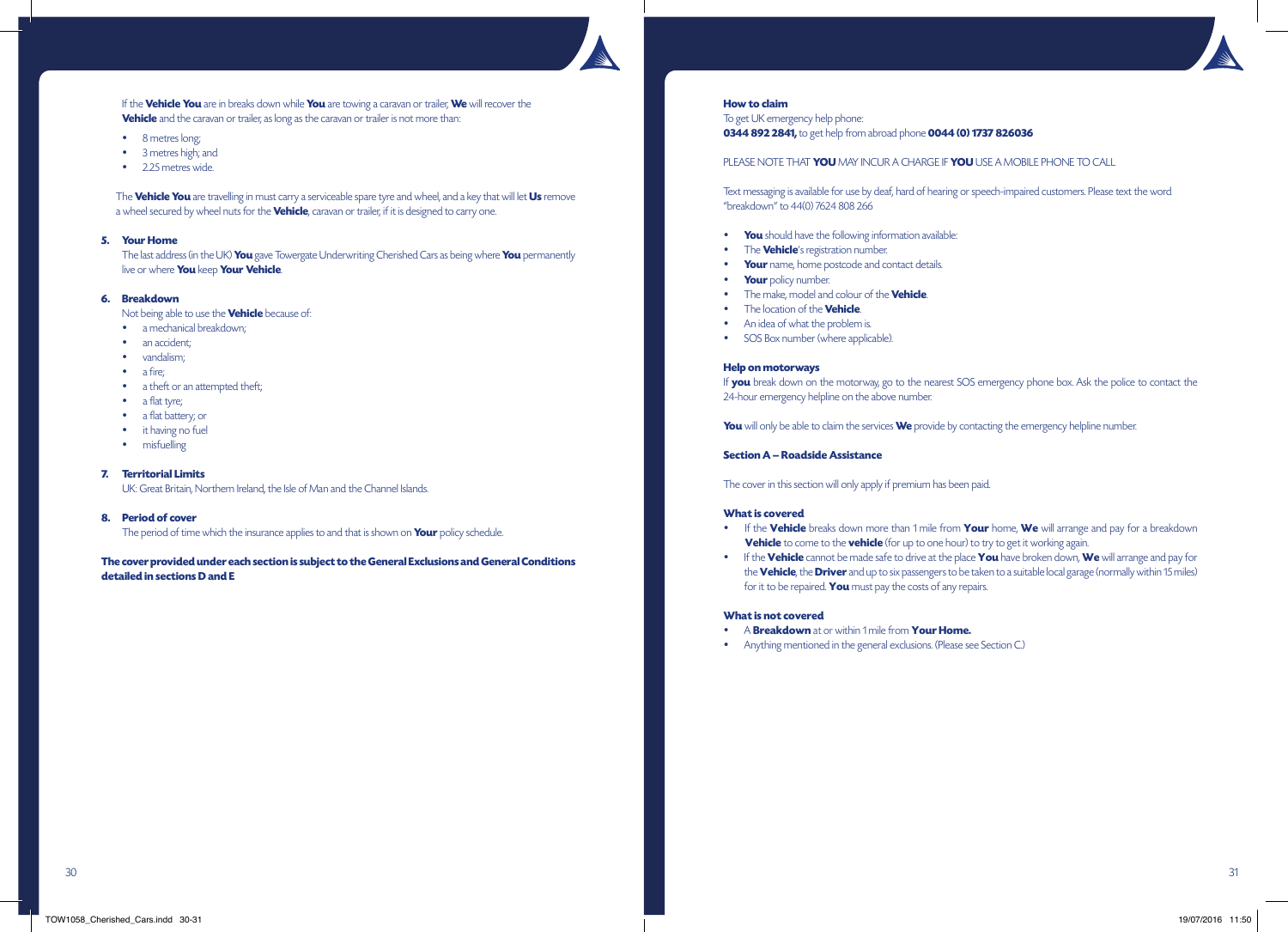If the **Vehicle You** are in breaks down while **You** are towing a caravan or trailer, **We** will recover the **Vehicle** and the caravan or trailer, as long as the caravan or trailer is not more than:

- 8 metres long;
- 3 metres high; and
- 2.25 metres wide.

The **Vehicle You** are travelling in must carry a serviceable spare tyre and wheel, and a key that will let **Us** remove a wheel secured by wheel nuts for the **Vehicle**, caravan or trailer, if it is designed to carry one.

**5. Your Home**

The last address (in the UK) **You** gave Towergate Underwriting Cherished Cars as being where **You** permanently live or where **You** keep **Your Vehicle**.

**6. Breakdown**

Not being able to use the **Vehicle** because of:

- a mechanical breakdown;
- an accident;
- vandalism;
- a fire;
- a theft or an attempted theft;
- a flat tyre;
- a flat battery; or
- it having no fuel
- misfuelling

**7. Territorial Limits**

UK: Great Britain, Northern Ireland, the Isle of Man and the Channel Islands.

**8. Period of cover**

The period of time which the insurance applies to and that is shown on **Your** policy schedule.

**The cover provided under each section is subject to the General Exclusions and General Conditions detailed in sections D and E**

**How to claim**

To get UK emergency help phone:
**0344 892 2841,** to get help from abroad phone **0044 (0) 1737 826036**

PLEASE NOTE THAT **YOU** MAY INCUR A CHARGE IF **YOU** USE A MOBILE PHONE TO CALL

Text messaging is available for use by deaf, hard of hearing or speech-impaired customers. Please text the word "breakdown" to 44(0) 7624 808 266

- **You** should have the following information available:
- The **Vehicle**'s registration number.
- **Your** name, home postcode and contact details.
- **Your** policy number.
- The make, model and colour of the **Vehicle**.
- The location of the **Vehicle**.
- An idea of what the problem is.
- SOS Box number (where applicable).

**Help on motorways**

If **you** break down on the motorway, go to the nearest SOS emergency phone box. Ask the police to contact the 24-hour emergency helpline on the above number.

**You** will only be able to claim the services **We** provide by contacting the emergency helpline number.

**Section A – Roadside Assistance**

The cover in this section will only apply if premium has been paid.

**What is covered**

- If the **Vehicle** breaks down more than 1 mile from **Your** home, **We** will arrange and pay for a breakdown **Vehicle** to come to the **vehicle** (for up to one hour) to try to get it working again.
- If the **Vehicle** cannot be made safe to drive at the place **You** have broken down, **We** will arrange and pay for the **Vehicle**, the **Driver** and up to six passengers to be taken to a suitable local garage (normally within 15 miles) for it to be repaired. **You** must pay the costs of any repairs.

**What is not covered**

- A **Breakdown** at or within 1 mile from **Your Home.**
- Anything mentioned in the general exclusions. (Please see Section C.)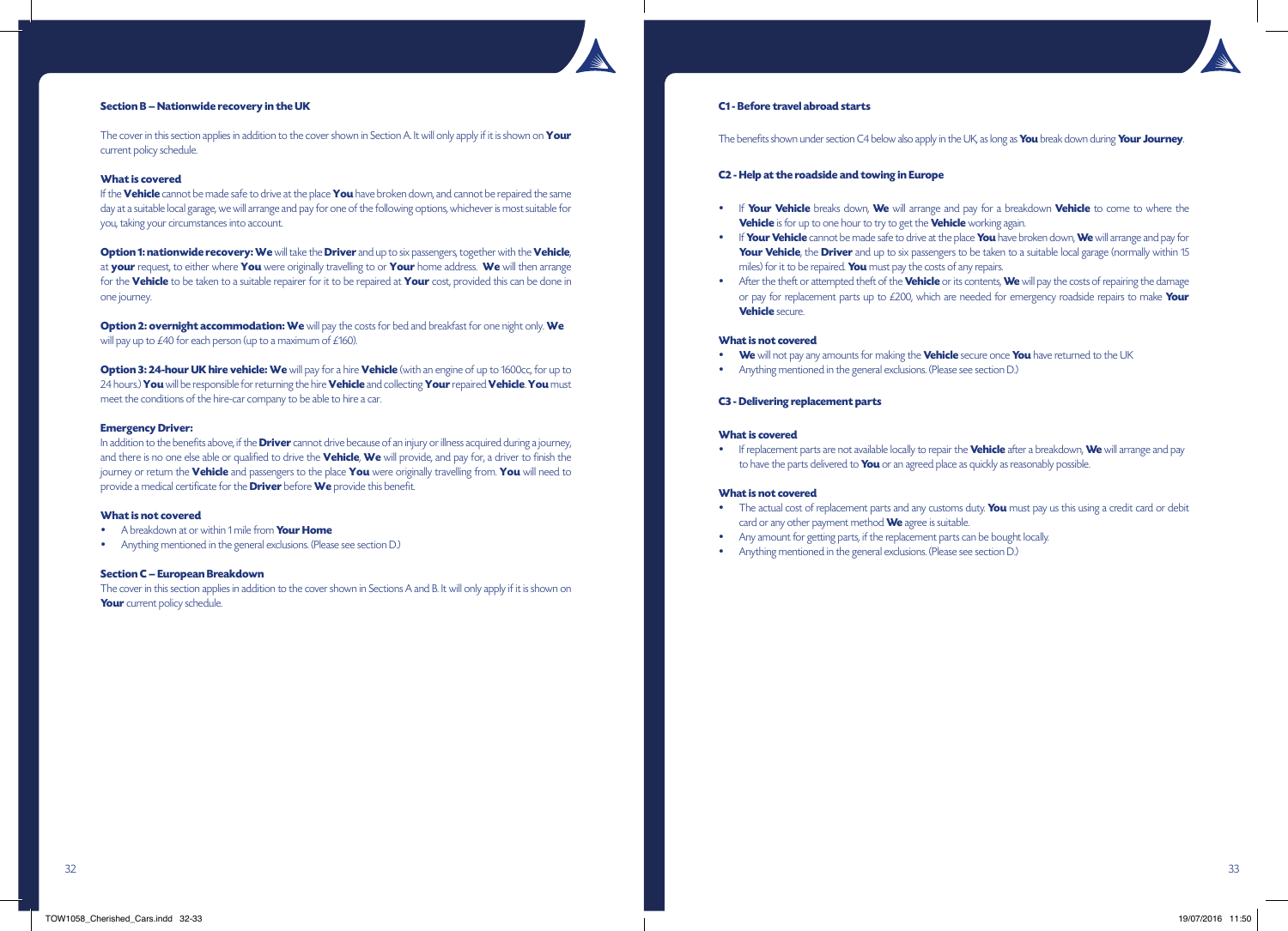### Section B – Nationwide recovery in the UK

The cover in this section applies in addition to the cover shown in Section A. It will only apply if it is shown on **Your** current policy schedule.

**What is covered**

If the **Vehicle** cannot be made safe to drive at the place **You** have broken down, and cannot be repaired the same day at a suitable local garage, we will arrange and pay for one of the following options, whichever is most suitable for you, taking your circumstances into account.

**Option 1: nationwide recovery: We** will take the **Driver** and up to six passengers, together with the **Vehicle**, at **your** request, to either where **You** were originally travelling to or **Your** home address. **We** will then arrange for the **Vehicle** to be taken to a suitable repairer for it to be repaired at **Your** cost, provided this can be done in one journey.

**Option 2: overnight accommodation: We** will pay the costs for bed and breakfast for one night only. **We** will pay up to £40 for each person (up to a maximum of £160).

**Option 3: 24-hour UK hire vehicle: We** will pay for a hire **Vehicle** (with an engine of up to 1600cc, for up to 24 hours.) **You** will be responsible for returning the hire **Vehicle** and collecting **Your** repaired **Vehicle**. **You** must meet the conditions of the hire-car company to be able to hire a car.

**Emergency Driver:**

In addition to the benefits above, if the **Driver** cannot drive because of an injury or illness acquired during a journey, and there is no one else able or qualified to drive the **Vehicle**, **We** will provide, and pay for, a driver to finish the journey or return the **Vehicle** and passengers to the place **You** were originally travelling from. **You** will need to provide a medical certificate for the **Driver** before **We** provide this benefit.

**What is not covered**

- A breakdown at or within 1 mile from **Your Home**
- Anything mentioned in the general exclusions. (Please see section D.)

### Section C – European Breakdown

The cover in this section applies in addition to the cover shown in Sections A and B. It will only apply if it is shown on **Your** current policy schedule.

#### C1 - Before travel abroad starts

The benefits shown under section C4 below also apply in the UK, as long as **You** break down during **Your Journey**.

#### C2 - Help at the roadside and towing in Europe

- If **Your Vehicle** breaks down, **We** will arrange and pay for a breakdown **Vehicle** to come to where the **Vehicle** is for up to one hour to try to get the **Vehicle** working again.
- If **Your Vehicle** cannot be made safe to drive at the place **You** have broken down, **We** will arrange and pay for **Your Vehicle**, the **Driver** and up to six passengers to be taken to a suitable local garage (normally within 15 miles) for it to be repaired. **You** must pay the costs of any repairs.
- After the theft or attempted theft of the **Vehicle** or its contents, **We** will pay the costs of repairing the damage or pay for replacement parts up to £200, which are needed for emergency roadside repairs to make **Your Vehicle** secure.

**What is not covered**

- **We** will not pay any amounts for making the **Vehicle** secure once **You** have returned to the UK
- Anything mentioned in the general exclusions. (Please see section D.)

#### C3 - Delivering replacement parts

**What is covered**

- If replacement parts are not available locally to repair the **Vehicle** after a breakdown, **We** will arrange and pay to have the parts delivered to **You** or an agreed place as quickly as reasonably possible.

**What is not covered**

- The actual cost of replacement parts and any customs duty. **You** must pay us this using a credit card or debit card or any other payment method **We** agree is suitable.
- Any amount for getting parts, if the replacement parts can be bought locally.
- Anything mentioned in the general exclusions. (Please see section D.)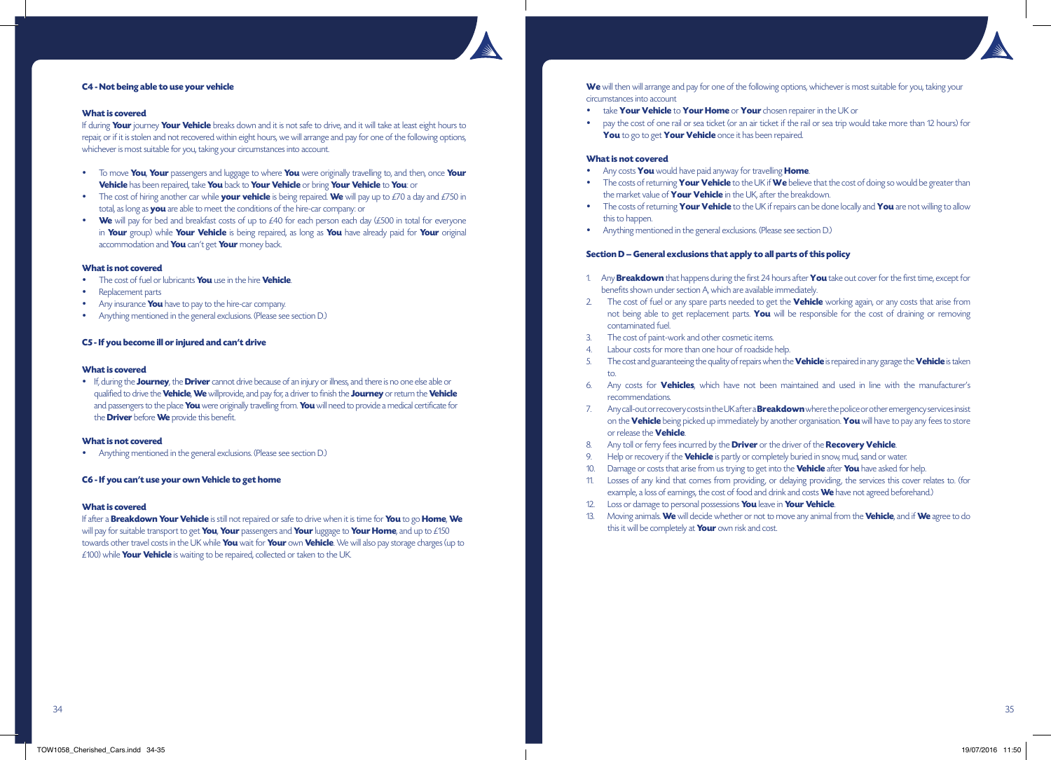### C4 - Not being able to use your vehicle

**What is covered**

If during **Your** journey **Your Vehicle** breaks down and it is not safe to drive, and it will take at least eight hours to repair, or if it is stolen and not recovered within eight hours, we will arrange and pay for one of the following options, whichever is most suitable for you, taking your circumstances into account.

- To move **You**, **Your** passengers and luggage to where **You** were originally travelling to, and then, once **Your Vehicle** has been repaired, take **You** back to **Your Vehicle** or bring **Your Vehicle** to **You**: or
- The cost of hiring another car while **your vehicle** is being repaired. **We** will pay up to £70 a day and £750 in total, as long as **you** are able to meet the conditions of the hire-car company: or
- **We** will pay for bed and breakfast costs of up to £40 for each person each day (£500 in total for everyone in **Your** group) while **Your Vehicle** is being repaired, as long as **You** have already paid for **Your** original accommodation and **You** can't get **Your** money back.

**What is not covered**

- The cost of fuel or lubricants **You** use in the hire **Vehicle**.
- Replacement parts
- Any insurance **You** have to pay to the hire-car company.
- Anything mentioned in the general exclusions. (Please see section D.)

### C5 - If you become ill or injured and can't drive

**What is covered**

- If, during the **Journey**, the **Driver** cannot drive because of an injury or illness, and there is no one else able or qualified to drive the **Vehicle**, **We** willprovide, and pay for, a driver to finish the **Journey** or return the **Vehicle** and passengers to the place **You** were originally travelling from. **You** will need to provide a medical certificate for the **Driver** before **We** provide this benefit.

**What is not covered**

- Anything mentioned in the general exclusions. (Please see section D.)

### C6 - If you can't use your own Vehicle to get home

**What is covered**

If after a **Breakdown Your Vehicle** is still not repaired or safe to drive when it is time for **You** to go **Home**, **We** will pay for suitable transport to get **You**, **Your** passengers and **Your** luggage to **Your Home**, and up to £150 towards other travel costs in the UK while **You** wait for **Your** own **Vehicle**. We will also pay storage charges (up to £100) while **Your Vehicle** is waiting to be repaired, collected or taken to the UK.

**We** will then will arrange and pay for one of the following options, whichever is most suitable for you, taking your circumstances into account

- take **Your Vehicle** to **Your Home** or **Your** chosen repairer in the UK or
- pay the cost of one rail or sea ticket (or an air ticket if the rail or sea trip would take more than 12 hours) for **You** to go to get **Your Vehicle** once it has been repaired.

**What is not covered**

- Any costs **You** would have paid anyway for travelling **Home**.
- The costs of returning **Your Vehicle** to the UK if **We** believe that the cost of doing so would be greater than the market value of **Your Vehicle** in the UK, after the breakdown.
- The costs of returning **Your Vehicle** to the UK if repairs can be done locally and **You** are not willing to allow this to happen.
- Anything mentioned in the general exclusions. (Please see section D.)

### Section D – General exclusions that apply to all parts of this policy

1. Any **Breakdown** that happens during the first 24 hours after **You** take out cover for the first time, except for benefits shown under section A, which are available immediately.
2. The cost of fuel or any spare parts needed to get the **Vehicle** working again, or any costs that arise from not being able to get replacement parts. **You** will be responsible for the cost of draining or removing contaminated fuel.
3. The cost of paint-work and other cosmetic items.
4. Labour costs for more than one hour of roadside help.
5. The cost and guaranteeing the quality of repairs when the **Vehicle** is repaired in any garage the **Vehicle** is taken to.
6. Any costs for **Vehicles**, which have not been maintained and used in line with the manufacturer's recommendations.
7. Any call-out or recovery costs in the UK after a **Breakdown** where the police or other emergency services insist on the **Vehicle** being picked up immediately by another organisation. **You** will have to pay any fees to store or release the **Vehicle**.
8. Any toll or ferry fees incurred by the **Driver** or the driver of the **Recovery Vehicle**.
9. Help or recovery if the **Vehicle** is partly or completely buried in snow, mud, sand or water.
10. Damage or costs that arise from us trying to get into the **Vehicle** after **You** have asked for help.
11. Losses of any kind that comes from providing, or delaying providing, the services this cover relates to. (for example, a loss of earnings, the cost of food and drink and costs **We** have not agreed beforehand.)
12. Loss or damage to personal possessions **You** leave in **Your Vehicle**.
13. Moving animals. **We** will decide whether or not to move any animal from the **Vehicle**, and if **We** agree to do this it will be completely at **Your** own risk and cost.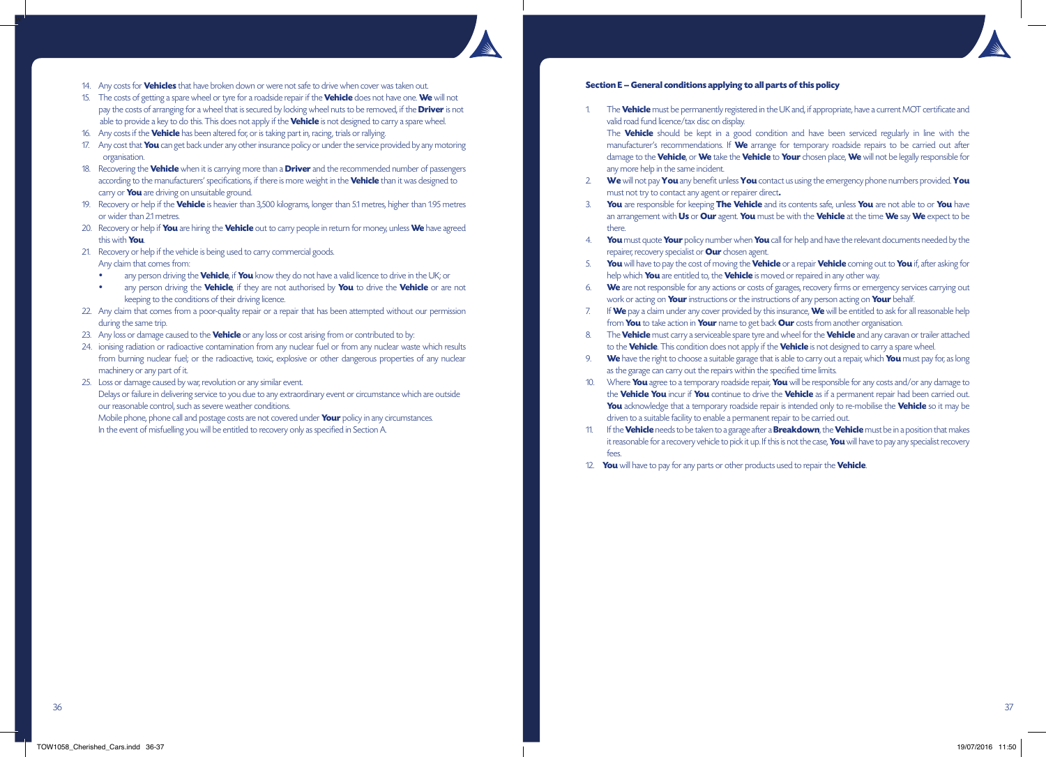14. Any costs for **Vehicles** that have broken down or were not safe to drive when cover was taken out.
15. The costs of getting a spare wheel or tyre for a roadside repair if the **Vehicle** does not have one. **We** will not pay the costs of arranging for a wheel that is secured by locking wheel nuts to be removed, if the **Driver** is not able to provide a key to do this. This does not apply if the **Vehicle** is not designed to carry a spare wheel.
16. Any costs if the **Vehicle** has been altered for, or is taking part in, racing, trials or rallying.
17. Any cost that **You** can get back under any other insurance policy or under the service provided by any motoring organisation.
18. Recovering the **Vehicle** when it is carrying more than a **Driver** and the recommended number of passengers according to the manufacturers' specifications, if there is more weight in the **Vehicle** than it was designed to carry or **You** are driving on unsuitable ground.
19. Recovery or help if the **Vehicle** is heavier than 3,500 kilograms, longer than 5.1 metres, higher than 1.95 metres or wider than 2.1 metres.
20. Recovery or help if **You** are hiring the **Vehicle** out to carry people in return for money, unless **We** have agreed this with **You**.
21. Recovery or help if the vehicle is being used to carry commercial goods.
    Any claim that comes from:
    - any person driving the **Vehicle**, if **You** know they do not have a valid licence to drive in the UK; or
    - any person driving the **Vehicle**, if they are not authorised by **You** to drive the **Vehicle** or are not keeping to the conditions of their driving licence.
22. Any claim that comes from a poor-quality repair or a repair that has been attempted without our permission during the same trip.
23. Any loss or damage caused to the **Vehicle** or any loss or cost arising from or contributed to by:
24. ionising radiation or radioactive contamination from any nuclear fuel or from any nuclear waste which results from burning nuclear fuel; or the radioactive, toxic, explosive or other dangerous properties of any nuclear machinery or any part of it.
25. Loss or damage caused by war, revolution or any similar event.
    Delays or failure in delivering service to you due to any extraordinary event or circumstance which are outside our reasonable control, such as severe weather conditions.
    Mobile phone, phone call and postage costs are not covered under **Your** policy in any circumstances.
    In the event of misfuelling you will be entitled to recovery only as specified in Section A.

## Section E – General conditions applying to all parts of this policy

1. The **Vehicle** must be permanently registered in the UK and, if appropriate, have a current MOT certificate and valid road fund licence/tax disc on display.
   The **Vehicle** should be kept in a good condition and have been serviced regularly in line with the manufacturer's recommendations. If **We** arrange for temporary roadside repairs to be carried out after damage to the **Vehicle**, or **We** take the **Vehicle** to **Your** chosen place, **We** will not be legally responsible for any more help in the same incident.
2. **We** will not pay **You** any benefit unless **You** contact us using the emergency phone numbers provided. **You** must not try to contact any agent or repairer direct**.**
3. **You** are responsible for keeping **The Vehicle** and its contents safe, unless **You** are not able to or **You** have an arrangement with **Us** or **Our** agent. **You** must be with the **Vehicle** at the time **We** say **We** expect to be there.
4. **You** must quote **Your** policy number when **You** call for help and have the relevant documents needed by the repairer, recovery specialist or **Our** chosen agent.
5. **You** will have to pay the cost of moving the **Vehicle** or a repair **Vehicle** coming out to **You** if, after asking for help which **You** are entitled to, the **Vehicle** is moved or repaired in any other way.
6. **We** are not responsible for any actions or costs of garages, recovery firms or emergency services carrying out work or acting on **Your** instructions or the instructions of any person acting on **Your** behalf.
7. If **We** pay a claim under any cover provided by this insurance, **We** will be entitled to ask for all reasonable help from **You** to take action in **Your** name to get back **Our** costs from another organisation.
8. The **Vehicle** must carry a serviceable spare tyre and wheel for the **Vehicle** and any caravan or trailer attached to the **Vehicle**. This condition does not apply if the **Vehicle** is not designed to carry a spare wheel.
9. **We** have the right to choose a suitable garage that is able to carry out a repair, which **You** must pay for, as long as the garage can carry out the repairs within the specified time limits.
10. Where **You** agree to a temporary roadside repair, **You** will be responsible for any costs and/or any damage to the **Vehicle You** incur if **You** continue to drive the **Vehicle** as if a permanent repair had been carried out. **You** acknowledge that a temporary roadside repair is intended only to re-mobilise the **Vehicle** so it may be driven to a suitable facility to enable a permanent repair to be carried out.
11. If the **Vehicle** needs to be taken to a garage after a **Breakdown**, the **Vehicle** must be in a position that makes it reasonable for a recovery vehicle to pick it up. If this is not the case, **You** will have to pay any specialist recovery fees.
12. **You** will have to pay for any parts or other products used to repair the **Vehicle**.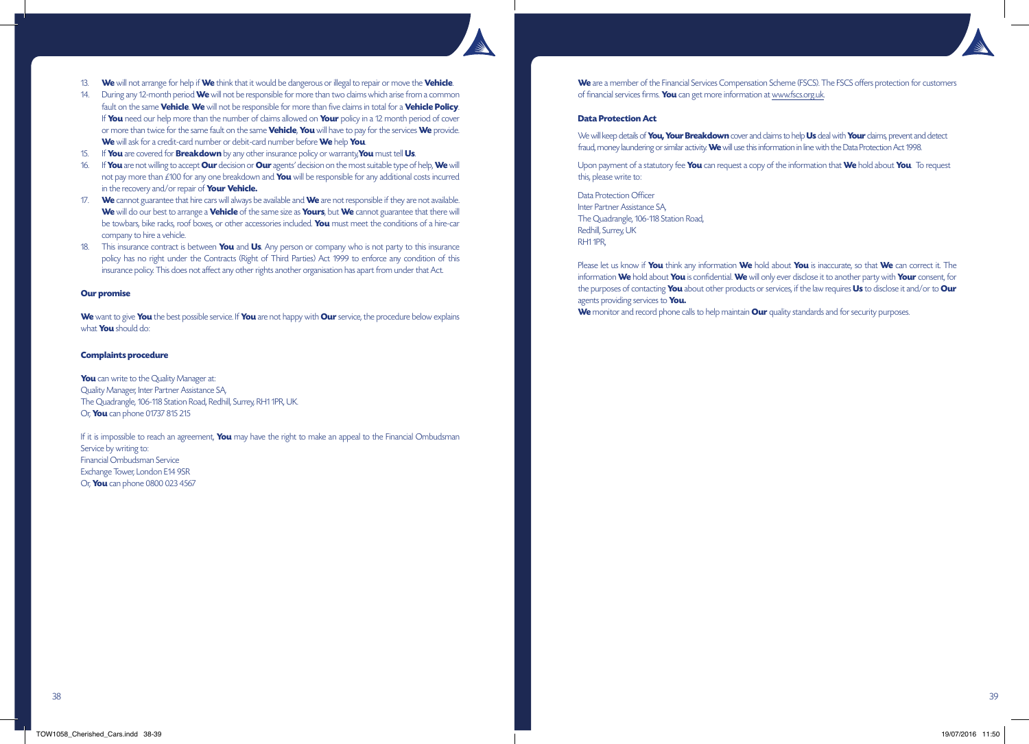13. **We** will not arrange for help if **We** think that it would be dangerous or illegal to repair or move the **Vehicle**.
14. During any 12-month period **We** will not be responsible for more than two claims which arise from a common fault on the same **Vehicle**. **We** will not be responsible for more than five claims in total for a **Vehicle Policy**. If **You** need our help more than the number of claims allowed on **Your** policy in a 12 month period of cover or more than twice for the same fault on the same **Vehicle**, **You** will have to pay for the services **We** provide. **We** will ask for a credit-card number or debit-card number before **We** help **You**.
15. If **You** are covered for **Breakdown** by any other insurance policy or warranty, **You** must tell **Us**.
16. If **You** are not willing to accept **Our** decision or **Our** agents' decision on the most suitable type of help, **We** will not pay more than £100 for any one breakdown and **You** will be responsible for any additional costs incurred in the recovery and/or repair of **Your Vehicle.**
17. **We** cannot guarantee that hire cars will always be available and **We** are not responsible if they are not available. **We** will do our best to arrange a **Vehicle** of the same size as **Yours**, but **We** cannot guarantee that there will be towbars, bike racks, roof boxes, or other accessories included. **You** must meet the conditions of a hire-car company to hire a vehicle.
18. This insurance contract is between **You** and **Us**. Any person or company who is not party to this insurance policy has no right under the Contracts (Right of Third Parties) Act 1999 to enforce any condition of this insurance policy. This does not affect any other rights another organisation has apart from under that Act.

**Our promise**

**We** want to give **You** the best possible service. If **You** are not happy with **Our** service, the procedure below explains what **You** should do:

**Complaints procedure**

**You** can write to the Quality Manager at:
Quality Manager, Inter Partner Assistance SA,
The Quadrangle, 106-118 Station Road, Redhill, Surrey, RH1 1PR, UK.
Or, **You** can phone 01737 815 215

If it is impossible to reach an agreement, **You** may have the right to make an appeal to the Financial Ombudsman Service by writing to:
Financial Ombudsman Service
Exchange Tower, London E14 9SR
Or, **You** can phone 0800 023 4567

**We** are a member of the Financial Services Compensation Scheme (FSCS). The FSCS offers protection for customers of financial services firms. **You** can get more information at www.fscs.org.uk.

**Data Protection Act**

We will keep details of **You, Your Breakdown** cover and claims to help **Us** deal with **Your** claims, prevent and detect fraud, money laundering or similar activity. **We** will use this information in line with the Data Protection Act 1998.

Upon payment of a statutory fee **You** can request a copy of the information that **We** hold about **You**. To request this, please write to:

Data Protection Officer
Inter Partner Assistance SA,
The Quadrangle, 106-118 Station Road,
Redhill, Surrey, UK
RH1 1PR,

Please let us know if **You** think any information **We** hold about **You** is inaccurate, so that **We** can correct it. The information **We** hold about **You** is confidential. **We** will only ever disclose it to another party with **Your** consent, for the purposes of contacting **You** about other products or services, if the law requires **Us** to disclose it and/or to **Our** agents providing services to **You.**
**We** monitor and record phone calls to help maintain **Our** quality standards and for security purposes.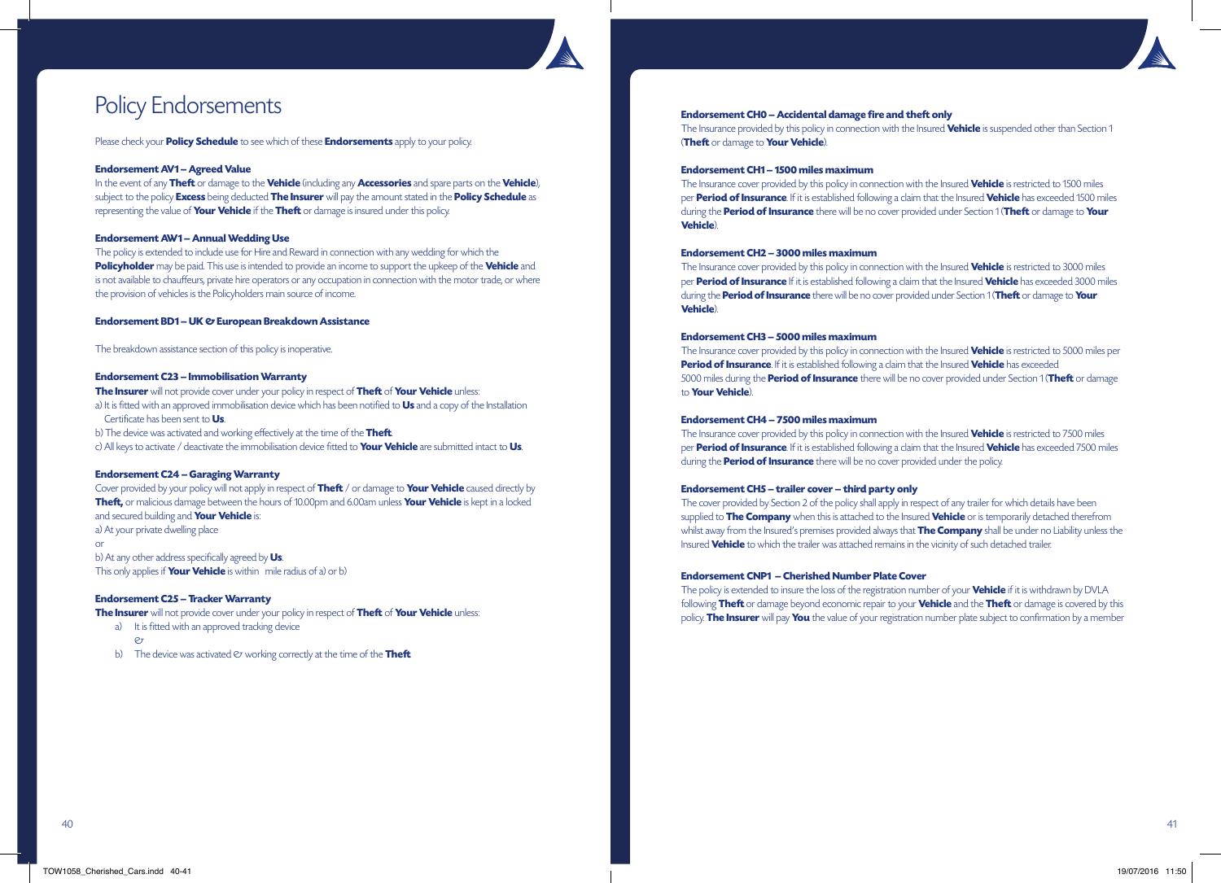# Policy Endorsements

Please check your **Policy Schedule** to see which of these **Endorsements** apply to your policy.

**Endorsement AV1 – Agreed Value**

In the event of any **Theft** or damage to the **Vehicle** (including any **Accessories** and spare parts on the **Vehicle**), subject to the policy **Excess** being deducted **The Insurer** will pay the amount stated in the **Policy Schedule** as representing the value of **Your Vehicle** if the **Theft** or damage is insured under this policy.

**Endorsement AW1 – Annual Wedding Use**

The policy is extended to include use for Hire and Reward in connection with any wedding for which the **Policyholder** may be paid. This use is intended to provide an income to support the upkeep of the **Vehicle** and is not available to chauffeurs, private hire operators or any occupation in connection with the motor trade, or where the provision of vehicles is the Policyholders main source of income.

**Endorsement BD1 – UK & European Breakdown Assistance**

The breakdown assistance section of this policy is inoperative.

**Endorsement C23 – Immobilisation Warranty**

**The Insurer** will not provide cover under your policy in respect of **Theft** of **Your Vehicle** unless:

a) It is fitted with an approved immobilisation device which has been notified to **Us** and a copy of the Installation Certificate has been sent to **Us**.

b) The device was activated and working effectively at the time of the **Theft**.

c) All keys to activate / deactivate the immobilisation device fitted to **Your Vehicle** are submitted intact to **Us**.

**Endorsement C24 – Garaging Warranty**

Cover provided by your policy will not apply in respect of **Theft** / or damage to **Your Vehicle** caused directly by **Theft,** or malicious damage between the hours of 10.00pm and 6.00am unless **Your Vehicle** is kept in a locked and secured building and **Your Vehicle** is:

a) At your private dwelling place

or

b) At any other address specifically agreed by **Us**.

This only applies if **Your Vehicle** is within mile radius of a) or b)

**Endorsement C25 – Tracker Warranty**

**The Insurer** will not provide cover under your policy in respect of **Theft** of **Your Vehicle** unless:

a) It is fitted with an approved tracking device

&

b) The device was activated & working correctly at the time of the **Theft**

**Endorsement CH0 – Accidental damage fire and theft only**

The Insurance provided by this policy in connection with the Insured **Vehicle** is suspended other than Section 1 (**Theft** or damage to **Your Vehicle**).

**Endorsement CH1 – 1500 miles maximum**

The Insurance cover provided by this policy in connection with the Insured **Vehicle** is restricted to 1500 miles per **Period of Insurance**. If it is established following a claim that the Insured **Vehicle** has exceeded 1500 miles during the **Period of Insurance** there will be no cover provided under Section 1 (**Theft** or damage to **Your Vehicle**).

**Endorsement CH2 – 3000 miles maximum**

The Insurance cover provided by this policy in connection with the Insured **Vehicle** is restricted to 3000 miles per **Period of Insurance** If it is established following a claim that the Insured **Vehicle** has exceeded 3000 miles during the **Period of Insurance** there will be no cover provided under Section 1 (**Theft** or damage to **Your Vehicle**).

**Endorsement CH3 – 5000 miles maximum**

The Insurance cover provided by this policy in connection with the Insured **Vehicle** is restricted to 5000 miles per **Period of Insurance**. If it is established following a claim that the Insured **Vehicle** has exceeded 5000 miles during the **Period of Insurance** there will be no cover provided under Section 1 (**Theft** or damage to **Your Vehicle**).

**Endorsement CH4 – 7500 miles maximum**

The Insurance cover provided by this policy in connection with the Insured **Vehicle** is restricted to 7500 miles per **Period of Insurance**. If it is established following a claim that the Insured **Vehicle** has exceeded 7500 miles during the **Period of Insurance** there will be no cover provided under the policy.

**Endorsement CH5 – trailer cover – third party only**

The cover provided by Section 2 of the policy shall apply in respect of any trailer for which details have been supplied to **The Company** when this is attached to the Insured **Vehicle** or is temporarily detached therefrom whilst away from the Insured's premises provided always that **The Company** shall be under no Liability unless the Insured **Vehicle** to which the trailer was attached remains in the vicinity of such detached trailer.

**Endorsement CNP1 – Cherished Number Plate Cover**

The policy is extended to insure the loss of the registration number of your **Vehicle** if it is withdrawn by DVLA following **Theft** or damage beyond economic repair to your **Vehicle** and the **Theft** or damage is covered by this policy. **The Insurer** will pay **You** the value of your registration number plate subject to confirmation by a member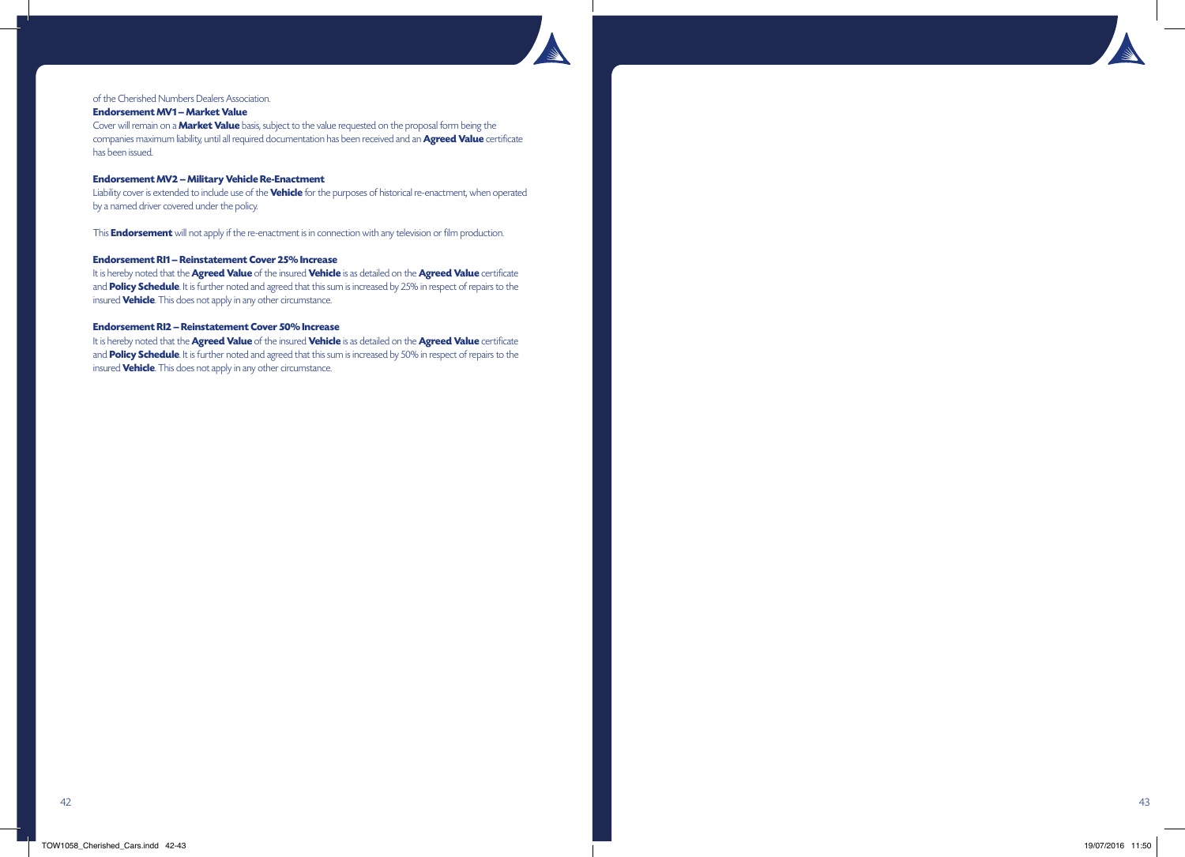of the Cherished Numbers Dealers Association.

**Endorsement MV1 – Market Value**

Cover will remain on a **Market Value** basis, subject to the value requested on the proposal form being the companies maximum liability, until all required documentation has been received and an **Agreed Value** certificate has been issued.

**Endorsement MV2 – Military Vehicle Re-Enactment**

Liability cover is extended to include use of the **Vehicle** for the purposes of historical re-enactment, when operated by a named driver covered under the policy.

This **Endorsement** will not apply if the re-enactment is in connection with any television or film production.

**Endorsement RI1 – Reinstatement Cover 25% Increase**

It is hereby noted that the **Agreed Value** of the insured **Vehicle** is as detailed on the **Agreed Value** certificate and **Policy Schedule**. It is further noted and agreed that this sum is increased by 25% in respect of repairs to the insured **Vehicle**. This does not apply in any other circumstance.

**Endorsement RI2 – Reinstatement Cover 50% Increase**

It is hereby noted that the **Agreed Value** of the insured **Vehicle** is as detailed on the **Agreed Value** certificate and **Policy Schedule**. It is further noted and agreed that this sum is increased by 50% in respect of repairs to the insured **Vehicle**. This does not apply in any other circumstance.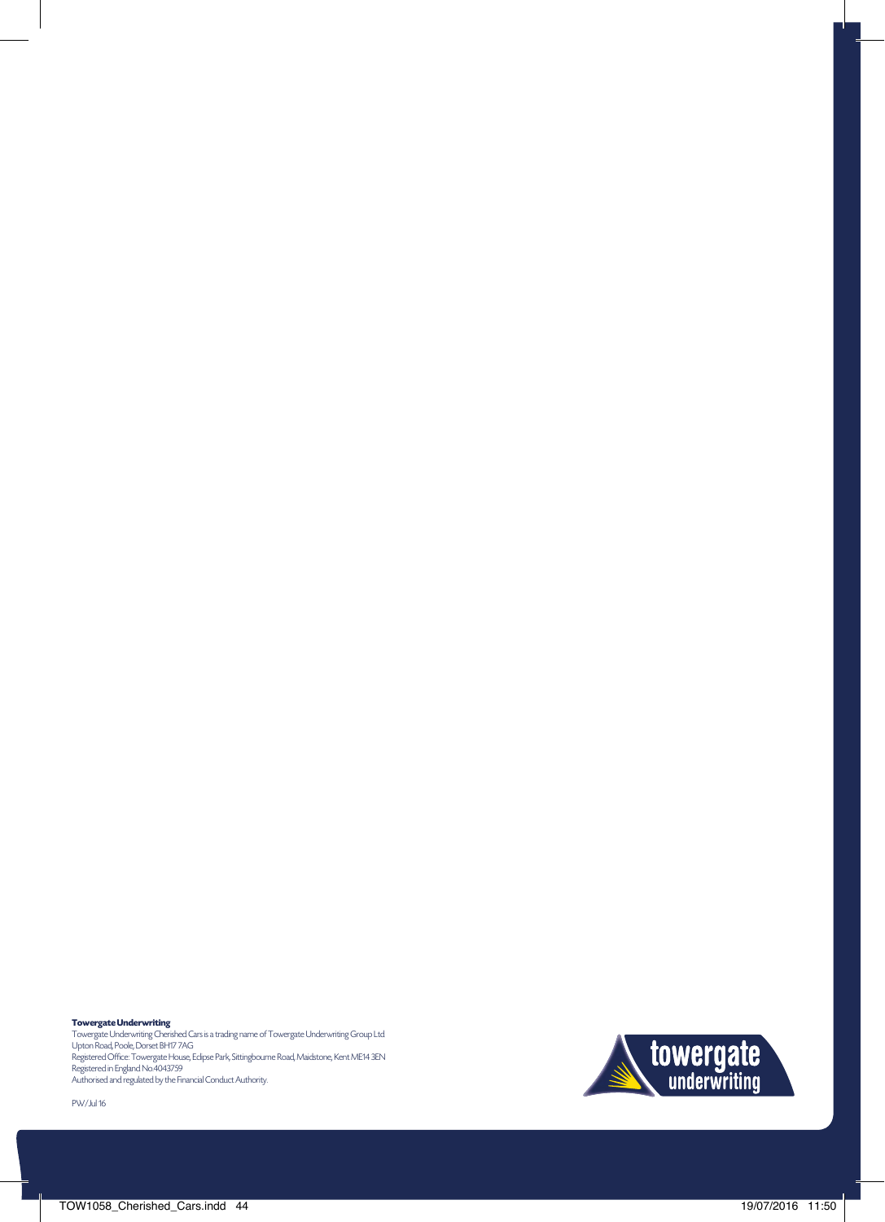**Towergate Underwriting**
Towergate Underwriting Cherished Cars is a trading name of Towergate Underwriting Group Ltd
Upton Road, Poole, Dorset BH17 7AG
Registered Office: Towergate House, Eclipse Park, Sittingbourne Road, Maidstone, Kent ME14 3EN
Registered in England No.4043759
Authorised and regulated by the Financial Conduct Authority.

PW/Jul 16

towergate underwriting